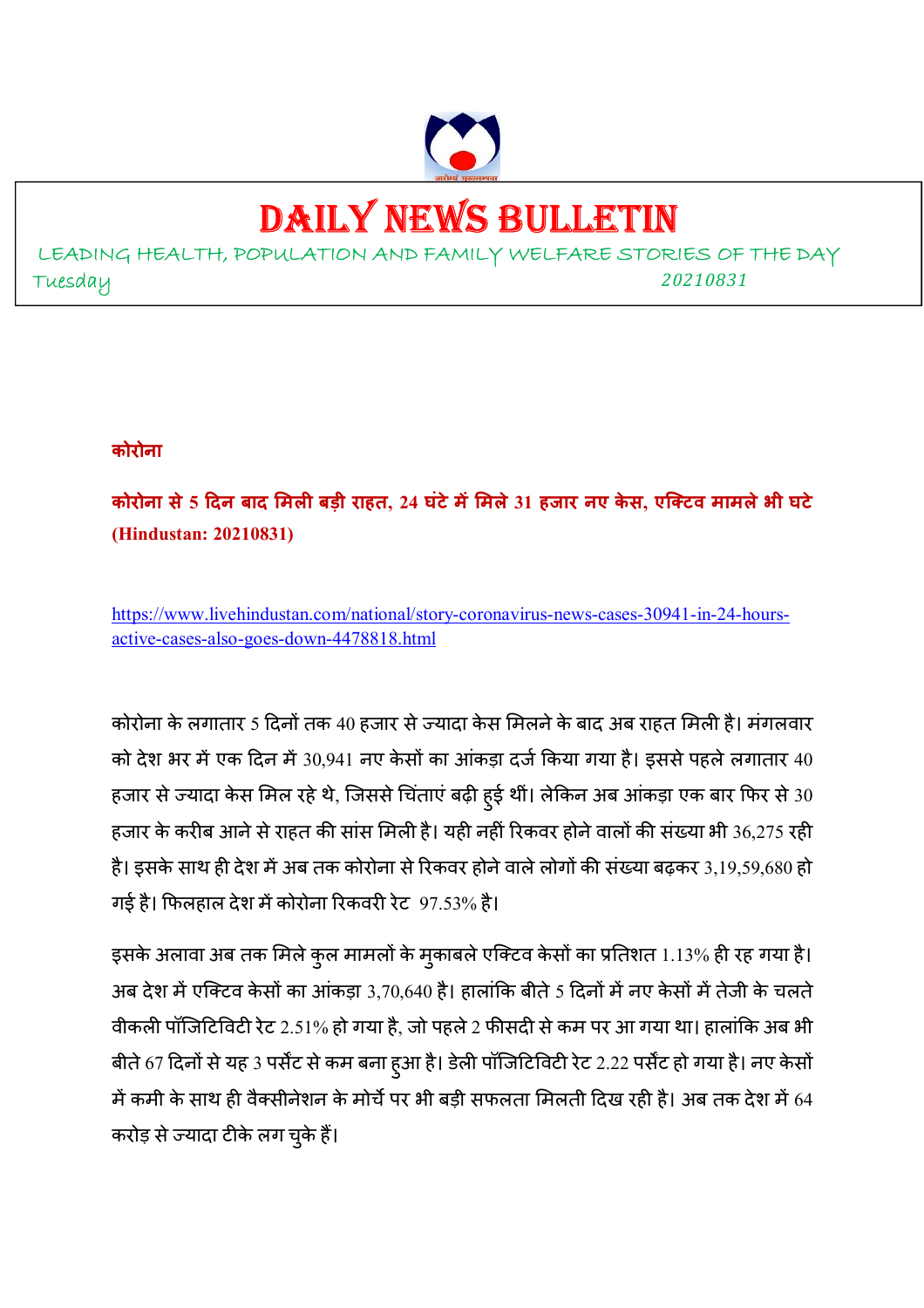# DAILY NEWS BULLETIN

LEADING HEALTH, POPULATION AND FAMILY WELFARE STORIES OF THE DAY

Tuesday 20210831

**कोरोना**

**कोरोना से 5 दिन बाद मिली बड़ी राहत, 24 घंटे में मिले 31 हजार नए केस, एक्टिव मामले भी घटे (Hindustan: 20210831)**

https://www.livehindustan.com/national/story-coronavirus-news-cases-30941-in-24-hours-active-cases-also-goes-down-4478818.html

कोरोना के लगातार 5 दिनों तक 40 हजार से ज्यादा केस मिलने के बाद अब राहत मिली है। मंगलवार को देश भर में एक दिन में 30,941 नए केसों का आंकड़ा दर्ज किया गया है। इससे पहले लगातार 40 हजार से ज्यादा केस मिल रहे थे, जिससे चिंताएं बढ़ी हुई थीं। लेकिन अब आंकड़ा एक बार फिर से 30 हजार के करीब आने से राहत की सांस मिली है। यही नहीं रिकवर होने वालों की संख्या भी 36,275 रही है। इसके साथ ही देश में अब तक कोरोना से रिकवर होने वाले लोगों की संख्या बढ़कर 3,19,59,680 हो गई है। फिलहाल देश में कोरोना रिकवरी रेट 97.53% है।

इसके अलावा अब तक मिले कुल मामलों के मुकाबले एक्टिव केसों का प्रतिशत 1.13% ही रह गया है। अब देश में एक्टिव केसों का आंकड़ा 3,70,640 है। हालांकि बीते 5 दिनों में नए केसों में तेजी के चलते वीकली पॉजिटिविटी रेट 2.51% हो गया है, जो पहले 2 फीसदी से कम पर आ गया था। हालांकि अब भी बीते 67 दिनों से यह 3 पर्सेंट से कम बना हुआ है। डेली पॉजिटिविटी रेट 2.22 पर्सेंट हो गया है। नए केसों में कमी के साथ ही वैक्सीनेशन के मोर्चे पर भी बड़ी सफलता मिलती दिख रही है। अब तक देश में 64 करोड़ से ज्यादा टीके लग चुके हैं।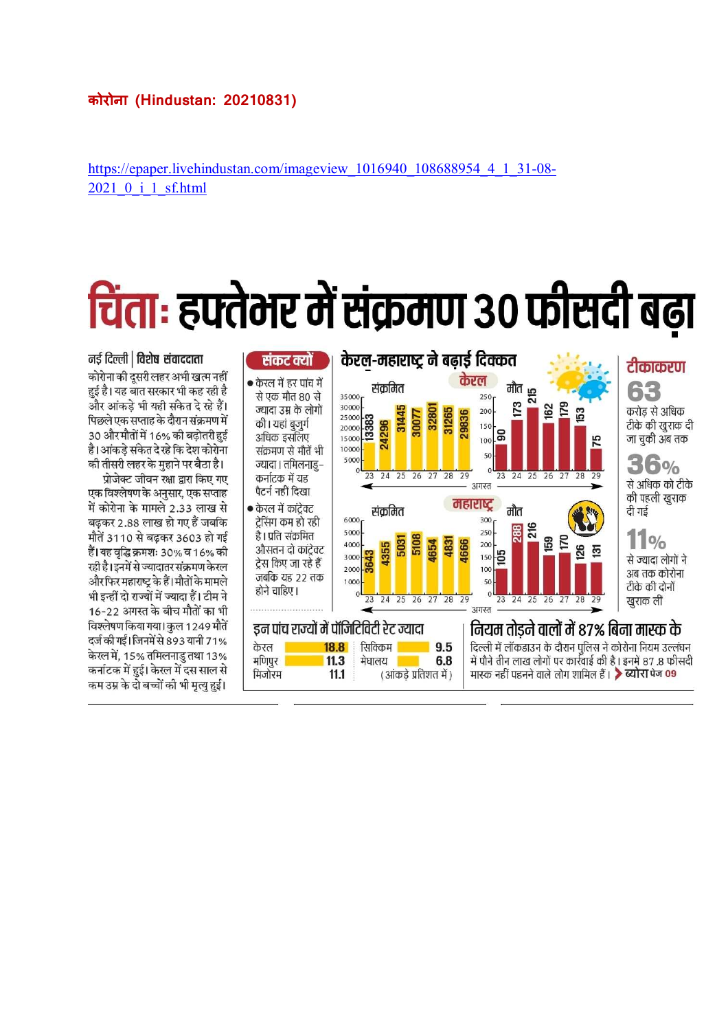**कोरोना (Hindustan: 20210831)**

https://epaper.livehindustan.com/imageview_1016940_108688954_4_1_31-08-2021_0_i_1_sf.html

# चिंता: हफ्तेभर में संक्रमण 30 फीसदी बढ़ा

नई दिल्ली | विशेष संवाददाता

कोरोना की दूसरी लहर अभी खत्म नहीं हुई है। यह बात सरकार भी कह रही है और आंकड़े भी यही संकेत दे रहे हैं। पिछले एक सप्ताह के दौरान संक्रमण में 30 और मौतों में 16% की बढ़ोतरी हुई है। आंकड़े संकेत दे रहे हैं कि देश कोरोना की तीसरी लहर के मुहाने पर बैठा है।

प्रोजेक्ट जीवन रक्षा द्वारा किए गए एक विश्लेषण के अनुसार, एक सप्ताह में कोरोना के मामले 2.33 लाख से बढ़कर 2.88 लाख हो गए हैं जबकि मौतें 3110 से बढ़कर 3603 हो गई हैं। यह वृद्धि क्रमशः 30% व 16% की रही है। इनमें से ज्यादातर संक्रमण केरल और फिर महाराष्ट्र के हैं। मौतों के मामले भी इन्हीं दो राज्यों में ज्यादा हैं। टीम ने 16-22 अगस्त के बीच मौतों का भी विश्लेषण किया गया। कुल 1249 मौतें दर्ज की गईं। जिनमें से 893 यानी 71% केरल में, 15% तमिलनाडु तथा 13% कर्नाटक में हुई। केरल में दस साल से कम उम्र के दो बच्चों की भी मृत्यु हुई।

## संकट क्यों

- केरल में हर पांच में से एक मौत 80 से ज्यादा उम्र के लोगों की। यहां बुजुर्ग अधिक इसलिए संक्रमण से मौतों में भी ज्यादा। तमिलनाडु-कर्नाटक में यह पैटर्न नहीं दिखा
- केरल में कांट्रेक्ट ट्रेसिंग कम हो रही है। प्रति संक्रमित औसतन दो कांट्रेक्ट ट्रेस किए जा रहे हैं जबकि यह 22 तक होने चाहिए।

## केरल-महाराष्ट्र ने बढ़ाई दिक्कत

**केरल** (अगस्त)

| तारीख | 23 | 24 | 25 | 26 | 27 | 28 | 29 |
|---|---|---|---|---|---|---|---|
| संक्रमित | 13383 | 24296 | 31445 | 30077 | 32801 | 31265 | 29836 |
| मौत | 90 | 173 | 215 | 162 | 179 | 153 | 75 |

**महाराष्ट्र** (अगस्त)

| तारीख | 23 | 24 | 25 | 26 | 27 | 28 | 29 |
|---|---|---|---|---|---|---|---|
| संक्रमित | 3643 | 4355 | 5031 | 5108 | 4654 | 4831 | 4666 |
| मौत | 105 | 288 | 216 | 159 | 170 | 126 | 131 |

## टीकाकरण

**63** करोड़ से अधिक टीके की खुराक दी जा चुकी अब तक

**36%** से अधिक को टीके की पहली खुराक दी गई

**11%** से ज्यादा लोगों ने अब तक कोरोना टीके की दोनों खुराक ली

## इन पांच राज्यों में पॉजिटिविटी रेट ज्यादा

| राज्य | दर | राज्य | दर |
|---|---|---|---|
| केरल | 18.8 | सिक्किम | 9.5 |
| मणिपुर | 11.3 | मेघालय | 6.8 |
| मिजोरम | 11.1 | | |

(आंकड़े प्रतिशत में)

## नियम तोड़ने वालों में 87% बिना मास्क के

दिल्ली में लॉकडाउन के दौरान पुलिस ने कोरोना नियम उल्लंघन में पौने तीन लाख लोगों पर कार्रवाई की है। इनमें 87.8 फीसदी मास्क नहीं पहनने वाले लोग शामिल हैं। ब्योरा पेज 09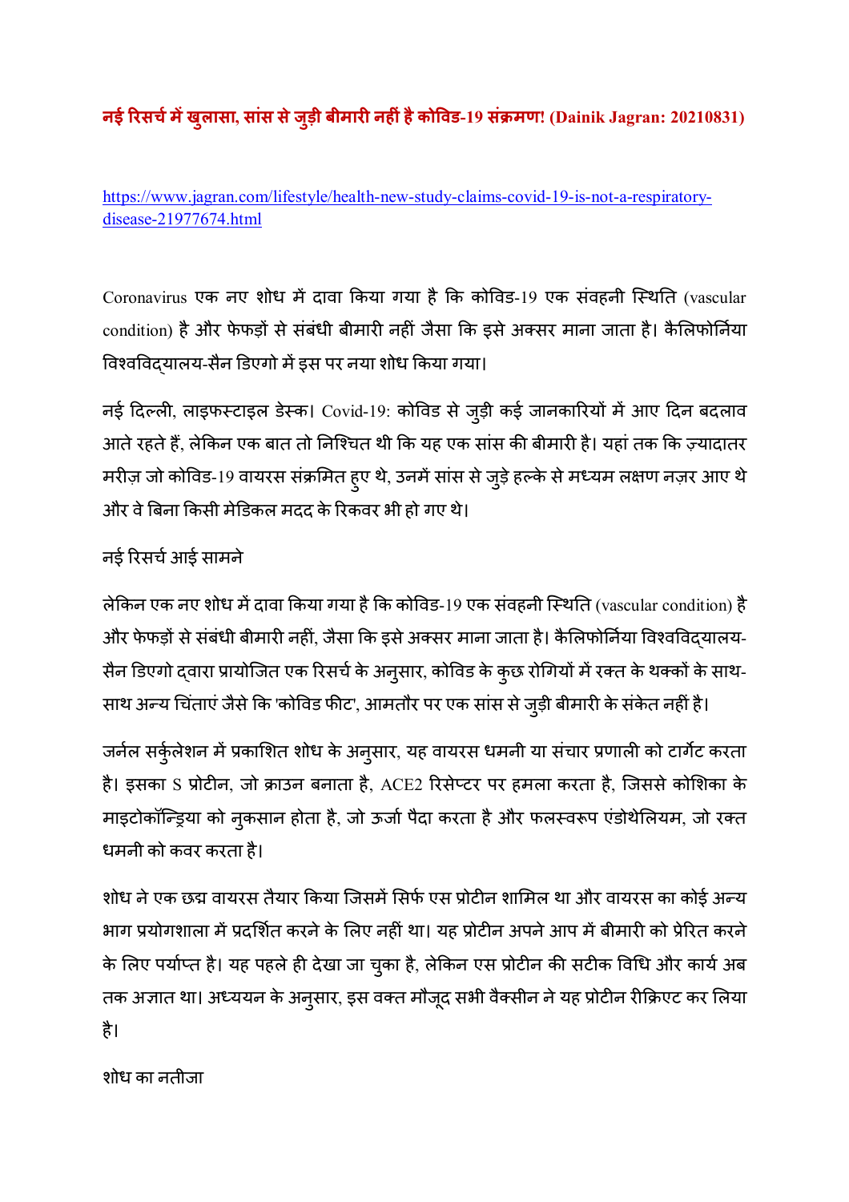**नई रिसर्च में खुलासा, सांस से जुड़ी बीमारी नहीं है कोविड-19 संक्रमण! (Dainik Jagran: 20210831)**

https://www.jagran.com/lifestyle/health-new-study-claims-covid-19-is-not-a-respiratory-disease-21977674.html

Coronavirus एक नए शोध में दावा किया गया है कि कोविड-19 एक संवहनी स्थिति (vascular condition) है और फेफड़ों से संबंधी बीमारी नहीं जैसा कि इसे अक्सर माना जाता है। कैलिफोर्निया विश्वविद्यालय-सैन डिएगो में इस पर नया शोध किया गया।

नई दिल्ली, लाइफस्टाइल डेस्क। Covid-19: कोविड से जुड़ी कई जानकारियों में आए दिन बदलाव आते रहते हैं, लेकिन एक बात तो निश्चित थी कि यह एक सांस की बीमारी है। यहां तक कि ज़्यादातर मरीज़ जो कोविड-19 वायरस संक्रमित हुए थे, उनमें सांस से जुड़े हल्के से मध्यम लक्षण नज़र आए थे और वे बिना किसी मेडिकल मदद के रिकवर भी हो गए थे।

नई रिसर्च आई सामने

लेकिन एक नए शोध में दावा किया गया है कि कोविड-19 एक संवहनी स्थिति (vascular condition) है और फेफड़ों से संबंधी बीमारी नहीं, जैसा कि इसे अक्सर माना जाता है। कैलिफोर्निया विश्वविद्यालय-सैन डिएगो द्वारा प्रायोजित एक रिसर्च के अनुसार, कोविड के कुछ रोगियों में रक्त के थक्कों के साथ-साथ अन्य चिंताएं जैसे कि 'कोविड फीट', आमतौर पर एक सांस से जुड़ी बीमारी के संकेत नहीं है।

जर्नल सर्कुलेशन में प्रकाशित शोध के अनुसार, यह वायरस धमनी या संचार प्रणाली को टार्गेट करता है। इसका S प्रोटीन, जो क्राउन बनाता है, ACE2 रिसेप्टर पर हमला करता है, जिससे कोशिका के माइटोकॉन्ड्रिया को नुकसान होता है, जो ऊर्जा पैदा करता है और फलस्वरूप एंडोथेलियम, जो रक्त धमनी को कवर करता है।

शोध ने एक छद्म वायरस तैयार किया जिसमें सिर्फ एस प्रोटीन शामिल था और वायरस का कोई अन्य भाग प्रयोगशाला में प्रदर्शित करने के लिए नहीं था। यह प्रोटीन अपने आप में बीमारी को प्रेरित करने के लिए पर्याप्त है। यह पहले ही देखा जा चुका है, लेकिन एस प्रोटीन की सटीक विधि और कार्य अब तक अज्ञात था। अध्ययन के अनुसार, इस वक्त मौजूद सभी वैक्सीन ने यह प्रोटीन रीक्रिएट कर लिया है।

शोध का नतीजा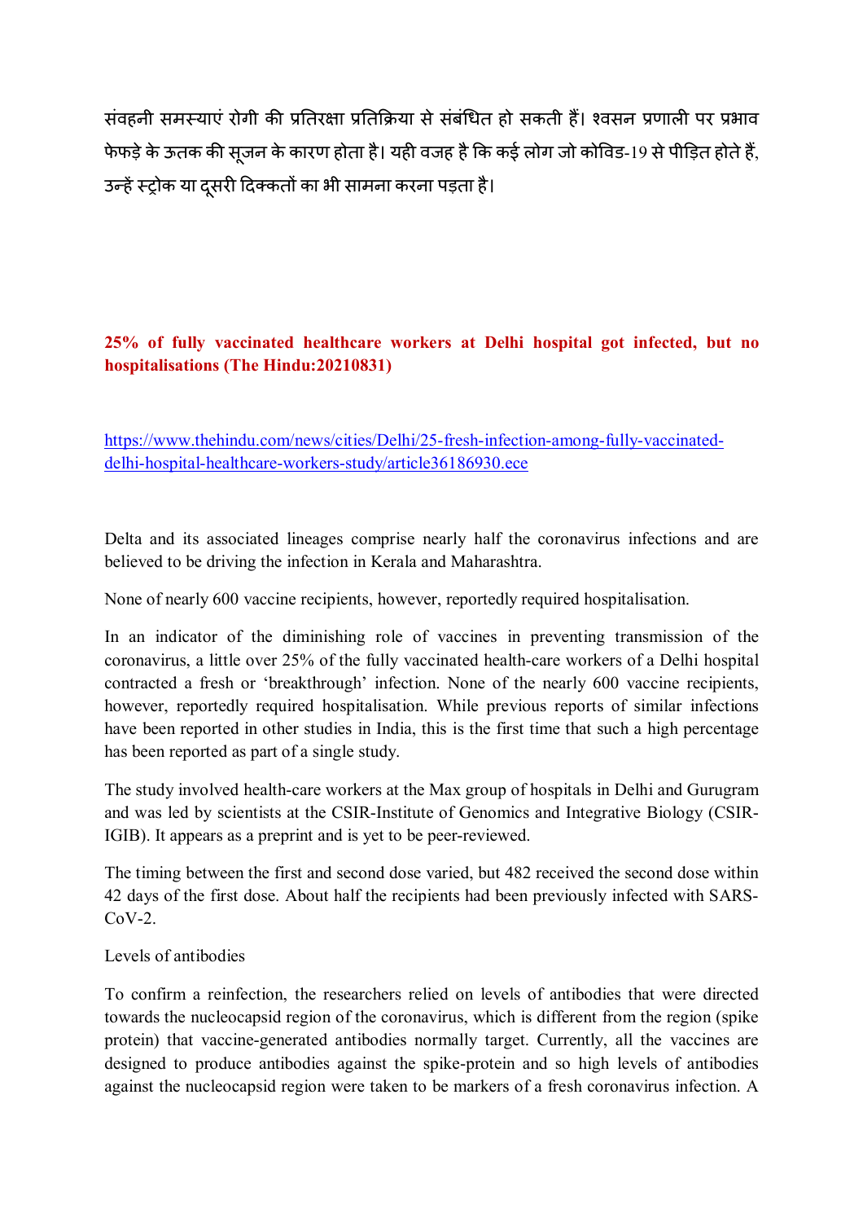संवहनी समस्याएं रोगी की प्रतिरक्षा प्रतिक्रिया से संबंधित हो सकती हैं। श्वसन प्रणाली पर प्रभाव फेफड़े के ऊतक की सूजन के कारण होता है। यही वजह है कि कई लोग जो कोविड-19 से पीड़ित होते हैं, उन्हें स्ट्रोक या दूसरी दिक्कतों का भी सामना करना पड़ता है।

**25% of fully vaccinated healthcare workers at Delhi hospital got infected, but no hospitalisations (The Hindu:20210831)**

https://www.thehindu.com/news/cities/Delhi/25-fresh-infection-among-fully-vaccinated-delhi-hospital-healthcare-workers-study/article36186930.ece

Delta and its associated lineages comprise nearly half the coronavirus infections and are believed to be driving the infection in Kerala and Maharashtra.

None of nearly 600 vaccine recipients, however, reportedly required hospitalisation.

In an indicator of the diminishing role of vaccines in preventing transmission of the coronavirus, a little over 25% of the fully vaccinated health-care workers of a Delhi hospital contracted a fresh or 'breakthrough' infection. None of the nearly 600 vaccine recipients, however, reportedly required hospitalisation. While previous reports of similar infections have been reported in other studies in India, this is the first time that such a high percentage has been reported as part of a single study.

The study involved health-care workers at the Max group of hospitals in Delhi and Gurugram and was led by scientists at the CSIR-Institute of Genomics and Integrative Biology (CSIR-IGIB). It appears as a preprint and is yet to be peer-reviewed.

The timing between the first and second dose varied, but 482 received the second dose within 42 days of the first dose. About half the recipients had been previously infected with SARS-CoV-2.

Levels of antibodies

To confirm a reinfection, the researchers relied on levels of antibodies that were directed towards the nucleocapsid region of the coronavirus, which is different from the region (spike protein) that vaccine-generated antibodies normally target. Currently, all the vaccines are designed to produce antibodies against the spike-protein and so high levels of antibodies against the nucleocapsid region were taken to be markers of a fresh coronavirus infection. A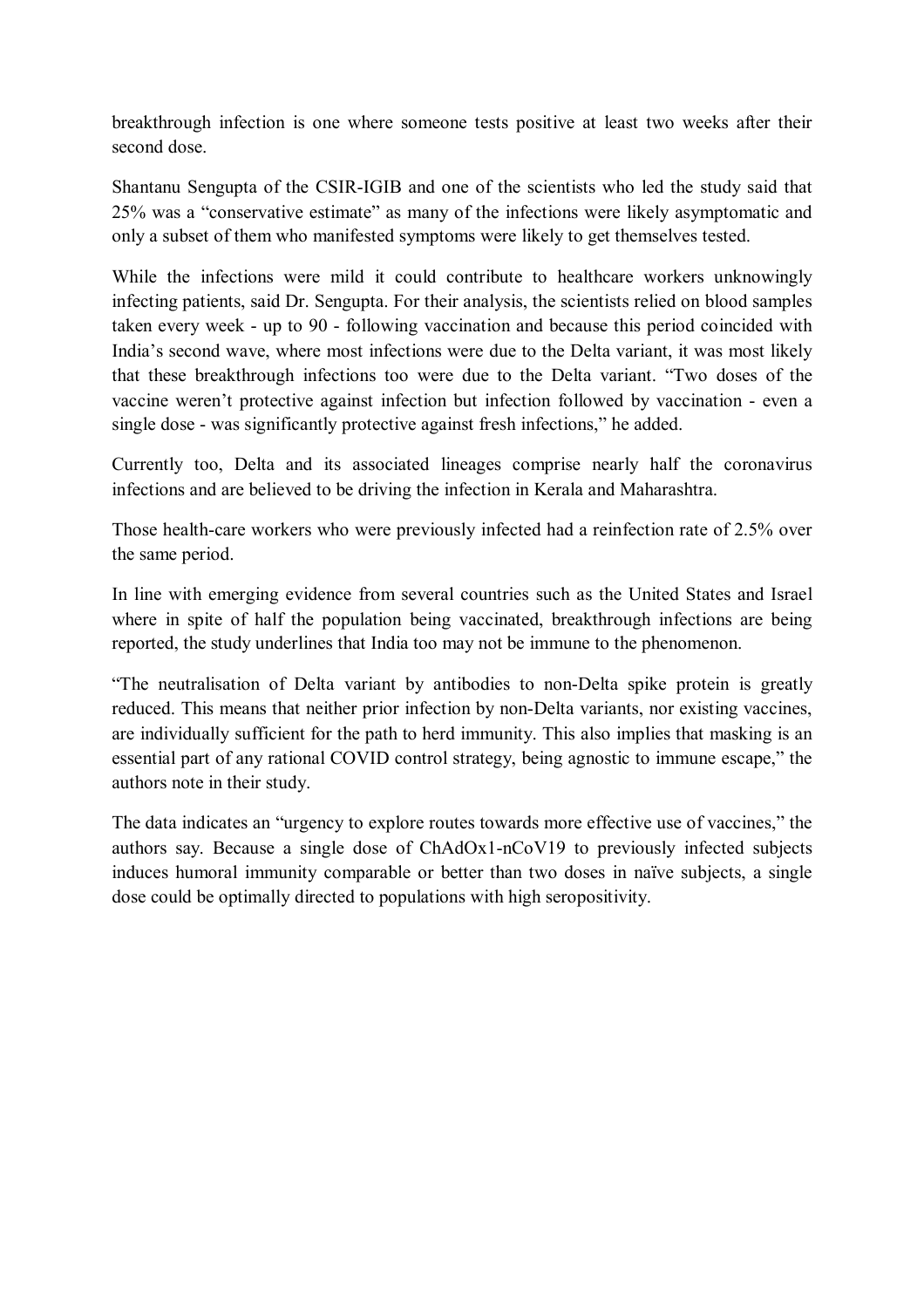breakthrough infection is one where someone tests positive at least two weeks after their second dose.

Shantanu Sengupta of the CSIR-IGIB and one of the scientists who led the study said that 25% was a "conservative estimate" as many of the infections were likely asymptomatic and only a subset of them who manifested symptoms were likely to get themselves tested.

While the infections were mild it could contribute to healthcare workers unknowingly infecting patients, said Dr. Sengupta. For their analysis, the scientists relied on blood samples taken every week - up to 90 - following vaccination and because this period coincided with India's second wave, where most infections were due to the Delta variant, it was most likely that these breakthrough infections too were due to the Delta variant. "Two doses of the vaccine weren't protective against infection but infection followed by vaccination - even a single dose - was significantly protective against fresh infections," he added.

Currently too, Delta and its associated lineages comprise nearly half the coronavirus infections and are believed to be driving the infection in Kerala and Maharashtra.

Those health-care workers who were previously infected had a reinfection rate of 2.5% over the same period.

In line with emerging evidence from several countries such as the United States and Israel where in spite of half the population being vaccinated, breakthrough infections are being reported, the study underlines that India too may not be immune to the phenomenon.

"The neutralisation of Delta variant by antibodies to non-Delta spike protein is greatly reduced. This means that neither prior infection by non-Delta variants, nor existing vaccines, are individually sufficient for the path to herd immunity. This also implies that masking is an essential part of any rational COVID control strategy, being agnostic to immune escape," the authors note in their study.

The data indicates an "urgency to explore routes towards more effective use of vaccines," the authors say. Because a single dose of ChAdOx1-nCoV19 to previously infected subjects induces humoral immunity comparable or better than two doses in naïve subjects, a single dose could be optimally directed to populations with high seropositivity.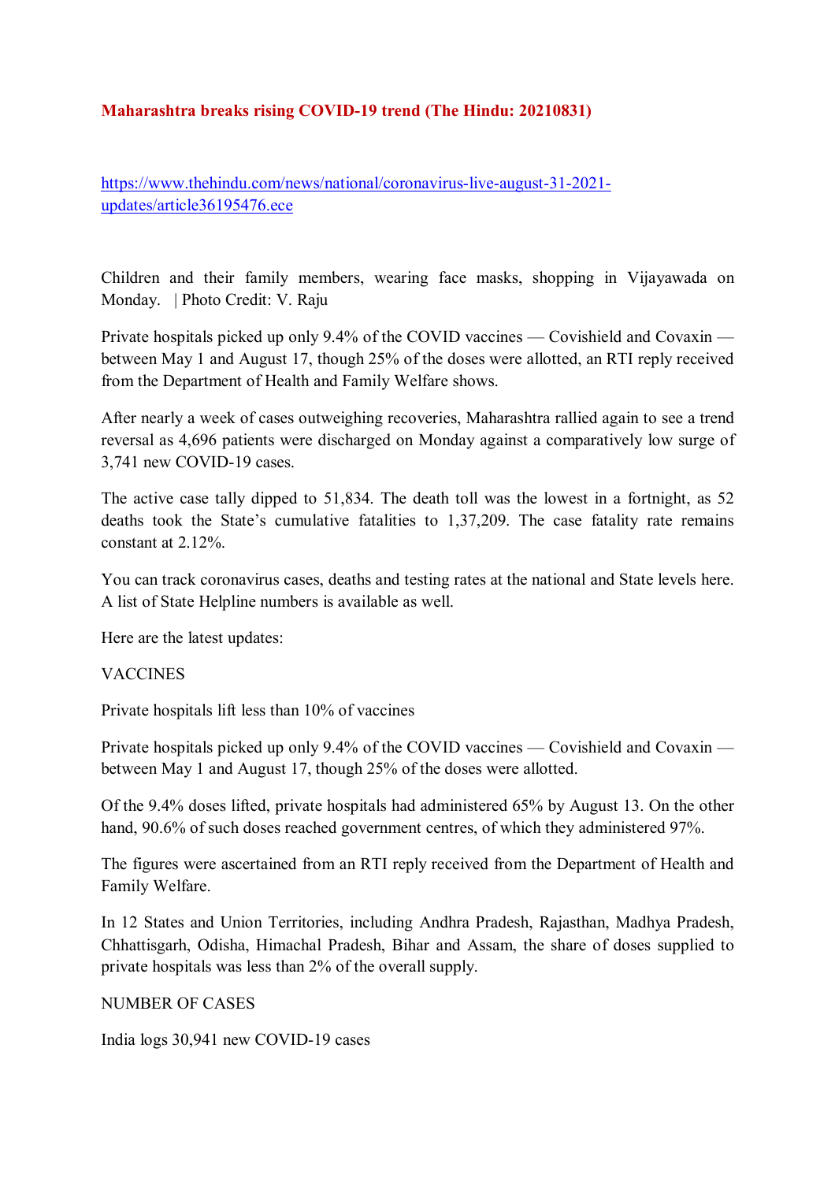**Maharashtra breaks rising COVID-19 trend (The Hindu: 20210831)**

https://www.thehindu.com/news/national/coronavirus-live-august-31-2021-updates/article36195476.ece

Children and their family members, wearing face masks, shopping in Vijayawada on Monday. | Photo Credit: V. Raju

Private hospitals picked up only 9.4% of the COVID vaccines — Covishield and Covaxin — between May 1 and August 17, though 25% of the doses were allotted, an RTI reply received from the Department of Health and Family Welfare shows.

After nearly a week of cases outweighing recoveries, Maharashtra rallied again to see a trend reversal as 4,696 patients were discharged on Monday against a comparatively low surge of 3,741 new COVID-19 cases.

The active case tally dipped to 51,834. The death toll was the lowest in a fortnight, as 52 deaths took the State's cumulative fatalities to 1,37,209. The case fatality rate remains constant at 2.12%.

You can track coronavirus cases, deaths and testing rates at the national and State levels here. A list of State Helpline numbers is available as well.

Here are the latest updates:

VACCINES

Private hospitals lift less than 10% of vaccines

Private hospitals picked up only 9.4% of the COVID vaccines — Covishield and Covaxin — between May 1 and August 17, though 25% of the doses were allotted.

Of the 9.4% doses lifted, private hospitals had administered 65% by August 13. On the other hand, 90.6% of such doses reached government centres, of which they administered 97%.

The figures were ascertained from an RTI reply received from the Department of Health and Family Welfare.

In 12 States and Union Territories, including Andhra Pradesh, Rajasthan, Madhya Pradesh, Chhattisgarh, Odisha, Himachal Pradesh, Bihar and Assam, the share of doses supplied to private hospitals was less than 2% of the overall supply.

NUMBER OF CASES

India logs 30,941 new COVID-19 cases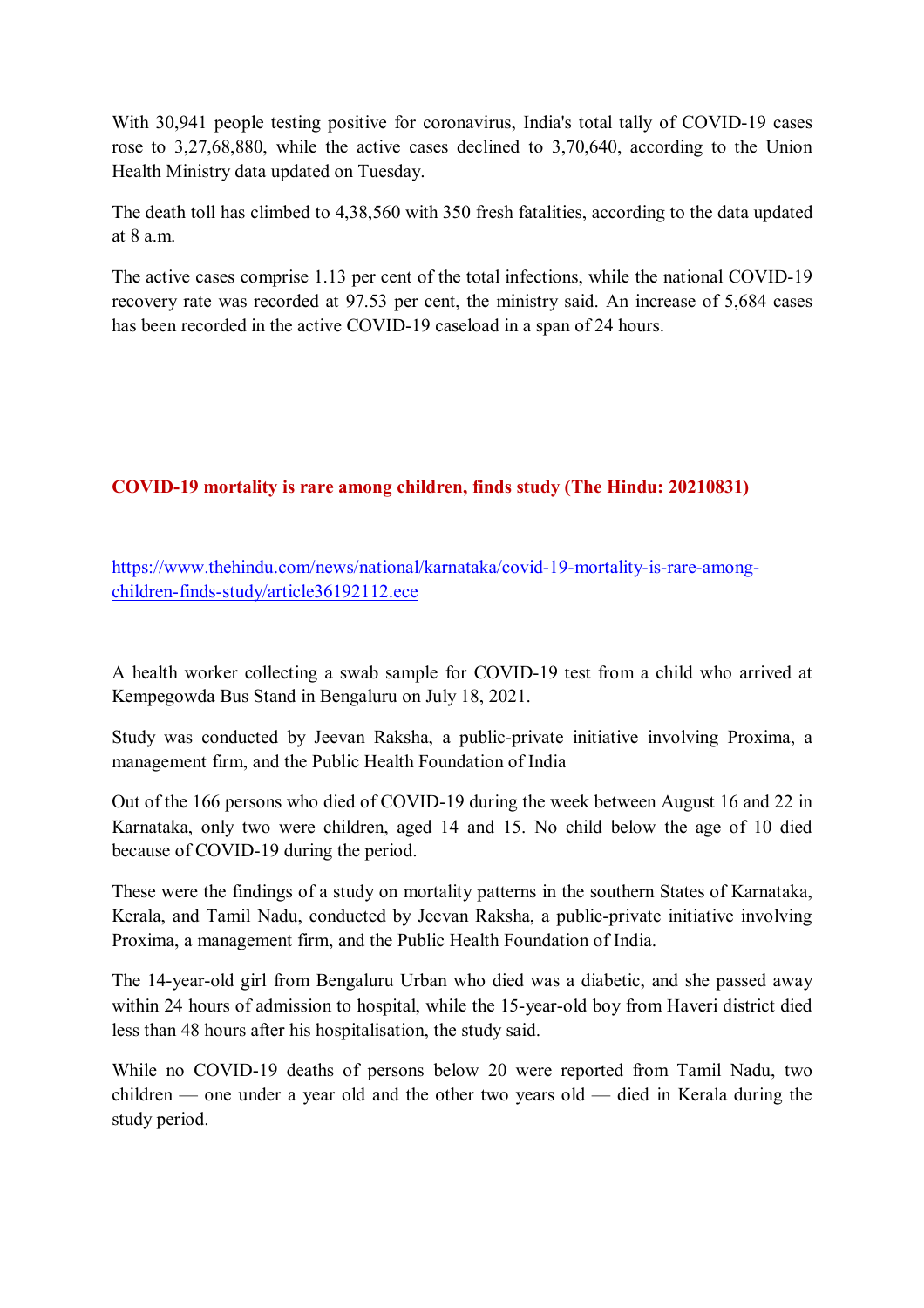With 30,941 people testing positive for coronavirus, India's total tally of COVID-19 cases rose to 3,27,68,880, while the active cases declined to 3,70,640, according to the Union Health Ministry data updated on Tuesday.

The death toll has climbed to 4,38,560 with 350 fresh fatalities, according to the data updated at 8 a.m.

The active cases comprise 1.13 per cent of the total infections, while the national COVID-19 recovery rate was recorded at 97.53 per cent, the ministry said. An increase of 5,684 cases has been recorded in the active COVID-19 caseload in a span of 24 hours.

## COVID-19 mortality is rare among children, finds study (The Hindu: 20210831)

https://www.thehindu.com/news/national/karnataka/covid-19-mortality-is-rare-among-children-finds-study/article36192112.ece

A health worker collecting a swab sample for COVID-19 test from a child who arrived at Kempegowda Bus Stand in Bengaluru on July 18, 2021.

Study was conducted by Jeevan Raksha, a public-private initiative involving Proxima, a management firm, and the Public Health Foundation of India

Out of the 166 persons who died of COVID-19 during the week between August 16 and 22 in Karnataka, only two were children, aged 14 and 15. No child below the age of 10 died because of COVID-19 during the period.

These were the findings of a study on mortality patterns in the southern States of Karnataka, Kerala, and Tamil Nadu, conducted by Jeevan Raksha, a public-private initiative involving Proxima, a management firm, and the Public Health Foundation of India.

The 14-year-old girl from Bengaluru Urban who died was a diabetic, and she passed away within 24 hours of admission to hospital, while the 15-year-old boy from Haveri district died less than 48 hours after his hospitalisation, the study said.

While no COVID-19 deaths of persons below 20 were reported from Tamil Nadu, two children — one under a year old and the other two years old — died in Kerala during the study period.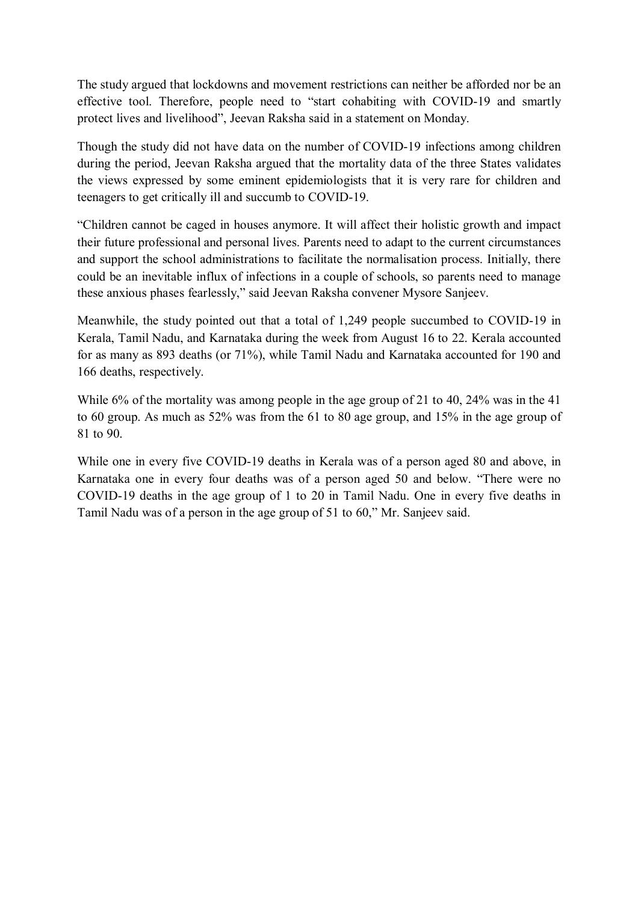The study argued that lockdowns and movement restrictions can neither be afforded nor be an effective tool. Therefore, people need to "start cohabiting with COVID-19 and smartly protect lives and livelihood", Jeevan Raksha said in a statement on Monday.

Though the study did not have data on the number of COVID-19 infections among children during the period, Jeevan Raksha argued that the mortality data of the three States validates the views expressed by some eminent epidemiologists that it is very rare for children and teenagers to get critically ill and succumb to COVID-19.

"Children cannot be caged in houses anymore. It will affect their holistic growth and impact their future professional and personal lives. Parents need to adapt to the current circumstances and support the school administrations to facilitate the normalisation process. Initially, there could be an inevitable influx of infections in a couple of schools, so parents need to manage these anxious phases fearlessly," said Jeevan Raksha convener Mysore Sanjeev.

Meanwhile, the study pointed out that a total of 1,249 people succumbed to COVID-19 in Kerala, Tamil Nadu, and Karnataka during the week from August 16 to 22. Kerala accounted for as many as 893 deaths (or 71%), while Tamil Nadu and Karnataka accounted for 190 and 166 deaths, respectively.

While 6% of the mortality was among people in the age group of 21 to 40, 24% was in the 41 to 60 group. As much as 52% was from the 61 to 80 age group, and 15% in the age group of 81 to 90.

While one in every five COVID-19 deaths in Kerala was of a person aged 80 and above, in Karnataka one in every four deaths was of a person aged 50 and below. "There were no COVID-19 deaths in the age group of 1 to 20 in Tamil Nadu. One in every five deaths in Tamil Nadu was of a person in the age group of 51 to 60," Mr. Sanjeev said.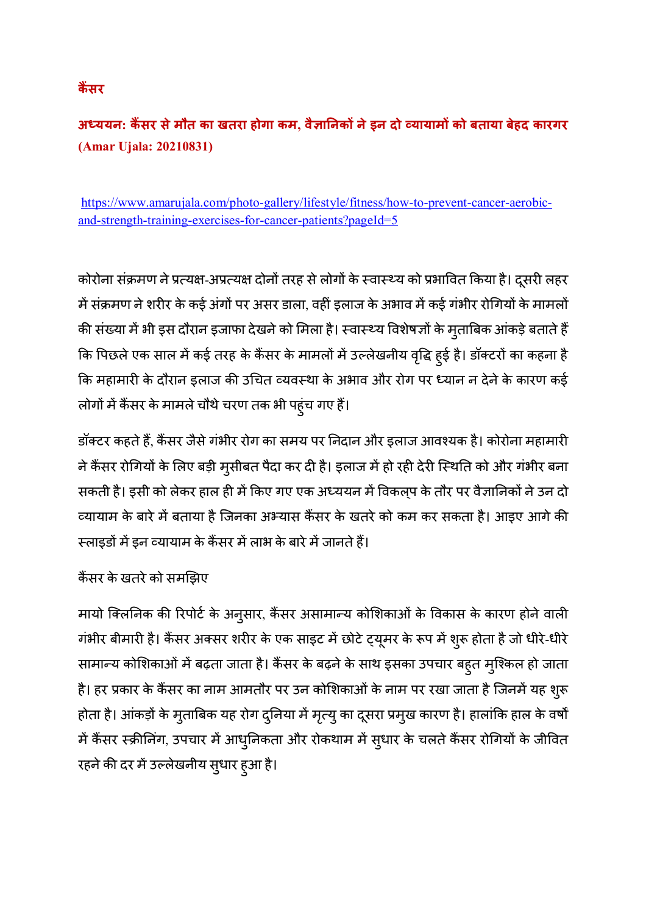**कैंसर**

## अध्ययन: कैंसर से मौत का खतरा होगा कम, वैज्ञानिकों ने इन दो व्यायामों को बताया बेहद कारगर

**(Amar Ujala: 20210831)**

https://www.amarujala.com/photo-gallery/lifestyle/fitness/how-to-prevent-cancer-aerobic-and-strength-training-exercises-for-cancer-patients?pageId=5

कोरोना संक्रमण ने प्रत्यक्ष-अप्रत्यक्ष दोनों तरह से लोगों के स्वास्थ्य को प्रभावित किया है। दूसरी लहर में संक्रमण ने शरीर के कई अंगों पर असर डाला, वहीं इलाज के अभाव में कई गंभीर रोगियों के मामलों की संख्या में भी इस दौरान इजाफा देखने को मिला है। स्वास्थ्य विशेषज्ञों के मुताबिक आंकड़े बताते हैं कि पिछले एक साल में कई तरह के कैंसर के मामलों में उल्लेखनीय वृद्धि हुई है। डॉक्टरों का कहना है कि महामारी के दौरान इलाज की उचित व्यवस्था के अभाव और रोग पर ध्यान न देने के कारण कई लोगों में कैंसर के मामले चौथे चरण तक भी पहुंच गए हैं।

डॉक्टर कहते हैं, कैंसर जैसे गंभीर रोग का समय पर निदान और इलाज आवश्यक है। कोरोना महामारी ने कैंसर रोगियों के लिए बड़ी मुसीबत पैदा कर दी है। इलाज में हो रही देरी स्थिति को और गंभीर बना सकती है। इसी को लेकर हाल ही में किए गए एक अध्ययन में विकल्प के तौर पर वैज्ञानिकों ने उन दो व्यायाम के बारे में बताया है जिनका अभ्यास कैंसर के खतरे को कम कर सकता है। आइए आगे की स्लाइडों में इन व्यायाम के कैंसर में लाभ के बारे में जानते हैं।

कैंसर के खतरे को समझिए

मायो क्लिनिक की रिपोर्ट के अनुसार, कैंसर असामान्य कोशिकाओं के विकास के कारण होने वाली गंभीर बीमारी है। कैंसर अक्सर शरीर के एक साइट में छोटे ट्यूमर के रूप में शुरू होता है जो धीरे-धीरे सामान्य कोशिकाओं में बढ़ता जाता है। कैंसर के बढ़ने के साथ इसका उपचार बहुत मुश्किल हो जाता है। हर प्रकार के कैंसर का नाम आमतौर पर उन कोशिकाओं के नाम पर रखा जाता है जिनमें यह शुरू होता है। आंकड़ों के मुताबिक यह रोग दुनिया में मृत्यु का दूसरा प्रमुख कारण है। हालांकि हाल के वर्षों में कैंसर स्क्रीनिंग, उपचार में आधुनिकता और रोकथाम में सुधार के चलते कैंसर रोगियों के जीवित रहने की दर में उल्लेखनीय सुधार हुआ है।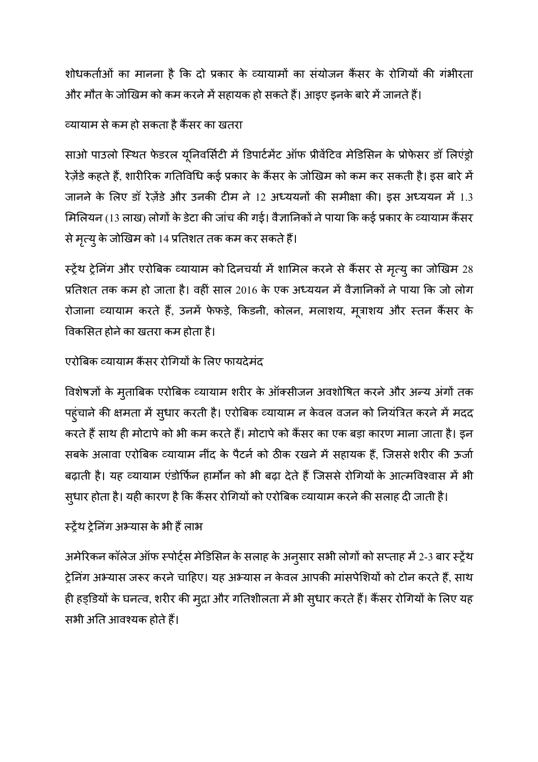शोधकर्ताओं का मानना है कि दो प्रकार के व्यायामों का संयोजन कैंसर के रोगियों की गंभीरता और मौत के जोखिम को कम करने में सहायक हो सकते हैं। आइए इनके बारे में जानते हैं।

## व्यायाम से कम हो सकता है कैंसर का खतरा

साओ पाउलो स्थित फेडरल यूनिवर्सिटी में डिपार्टमेंट ऑफ प्रीवेंटिव मेडिसिन के प्रोफेसर डॉ लिएंड्रो रेज़ेंडे कहते हैं, शारीरिक गतिविधि कई प्रकार के कैंसर के जोखिम को कम कर सकती है। इस बारे में जानने के लिए डॉ रेज़ेंडे और उनकी टीम ने 12 अध्ययनों की समीक्षा की। इस अध्ययन में 1.3 मिलियन (13 लाख) लोगों के डेटा की जांच की गई। वैज्ञानिकों ने पाया कि कई प्रकार के व्यायाम कैंसर से मृत्यु के जोखिम को 14 प्रतिशत तक कम कर सकते हैं।

स्ट्रेंथ ट्रेनिंग और एरोबिक व्यायाम को दिनचर्या में शामिल करने से कैंसर से मृत्यु का जोखिम 28 प्रतिशत तक कम हो जाता है। वहीं साल 2016 के एक अध्ययन में वैज्ञानिकों ने पाया कि जो लोग रोजाना व्यायाम करते हैं, उनमें फेफड़े, किडनी, कोलन, मलाशय, मूत्राशय और स्तन कैंसर के विकसित होने का खतरा कम होता है।

## एरोबिक व्यायाम कैंसर रोगियों के लिए फायदेमंद

विशेषज्ञों के मुताबिक एरोबिक व्यायाम शरीर के ऑक्सीजन अवशोषित करने और अन्य अंगों तक पहुंचाने की क्षमता में सुधार करती है। एरोबिक व्यायाम न केवल वजन को नियंत्रित करने में मदद करते हैं साथ ही मोटापे को भी कम करते हैं। मोटापे को कैंसर का एक बड़ा कारण माना जाता है। इन सबके अलावा एरोबिक व्यायाम नींद के पैटर्न को ठीक रखने में सहायक हैं, जिससे शरीर की ऊर्जा बढ़ाती है। यह व्यायाम एंडोर्फिन हार्मोन को भी बढ़ा देते हैं जिससे रोगियों के आत्मविश्वास में भी सुधार होता है। यही कारण है कि कैंसर रोगियों को एरोबिक व्यायाम करने की सलाह दी जाती है।

## स्ट्रेंथ ट्रेनिंग अभ्यास के भी हैं लाभ

अमेरिकन कॉलेज ऑफ स्पोर्ट्स मेडिसिन के सलाह के अनुसार सभी लोगों को सप्ताह में 2-3 बार स्ट्रेंथ ट्रेनिंग अभ्यास जरूर करने चाहिए। यह अभ्यास न केवल आपकी मांसपेशियों को टोन करते हैं, साथ ही हड्डियों के घनत्व, शरीर की मुद्रा और गतिशीलता में भी सुधार करते हैं। कैंसर रोगियों के लिए यह सभी अति आवश्यक होते हैं।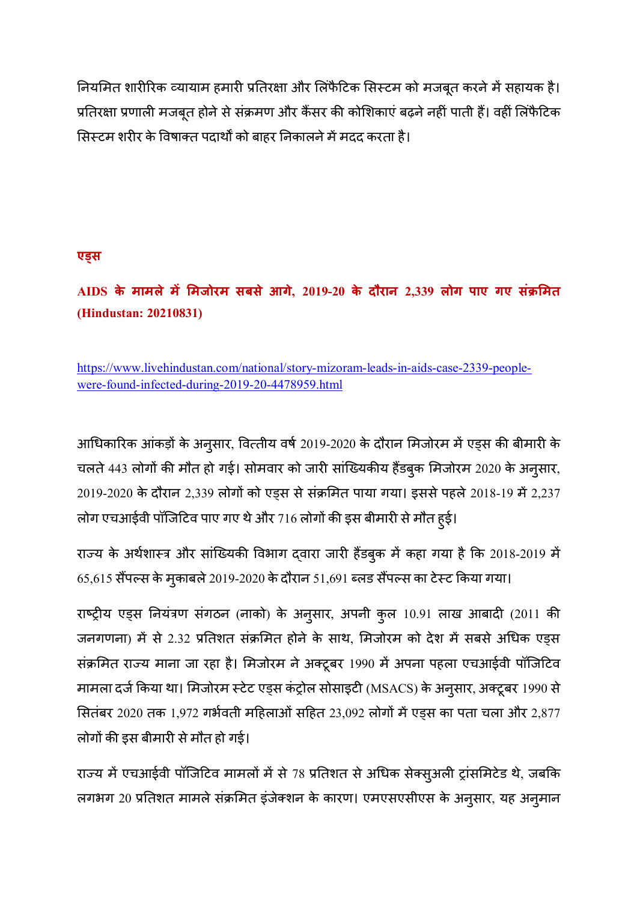नियमित शारीरिक व्यायाम हमारी प्रतिरक्षा और लिंफैटिक सिस्टम को मजबूत करने में सहायक है। प्रतिरक्षा प्रणाली मजबूत होने से संक्रमण और कैंसर की कोशिकाएं बढ़ने नहीं पाती हैं। वहीं लिंफैटिक सिस्टम शरीर के विषाक्त पदार्थों को बाहर निकालने में मदद करता है।

**एड्स**

## AIDS के मामले में मिजोरम सबसे आगे, 2019-20 के दौरान 2,339 लोग पाए गए संक्रमित (Hindustan: 20210831)

https://www.livehindustan.com/national/story-mizoram-leads-in-aids-case-2339-people-were-found-infected-during-2019-20-4478959.html

आधिकारिक आंकड़ों के अनुसार, वित्तीय वर्ष 2019-2020 के दौरान मिजोरम में एड्स की बीमारी के चलते 443 लोगों की मौत हो गई। सोमवार को जारी सांख्यिकीय हैंडबुक मिजोरम 2020 के अनुसार, 2019-2020 के दौरान 2,339 लोगों को एड्स से संक्रमित पाया गया। इससे पहले 2018-19 में 2,237 लोग एचआईवी पॉजिटिव पाए गए थे और 716 लोगों की इस बीमारी से मौत हुई।

राज्य के अर्थशास्त्र और सांख्यिकी विभाग द्वारा जारी हैंडबुक में कहा गया है कि 2018-2019 में 65,615 सैंपल्स के मुकाबले 2019-2020 के दौरान 51,691 ब्लड सैंपल्स का टेस्ट किया गया।

राष्ट्रीय एड्स नियंत्रण संगठन (नाको) के अनुसार, अपनी कुल 10.91 लाख आबादी (2011 की जनगणना) में से 2.32 प्रतिशत संक्रमित होने के साथ, मिजोरम को देश में सबसे अधिक एड्स संक्रमित राज्य माना जा रहा है। मिजोरम ने अक्टूबर 1990 में अपना पहला एचआईवी पॉजिटिव मामला दर्ज किया था। मिजोरम स्टेट एड्स कंट्रोल सोसाइटी (MSACS) के अनुसार, अक्टूबर 1990 से सितंबर 2020 तक 1,972 गर्भवती महिलाओं सहित 23,092 लोगों में एड्स का पता चला और 2,877 लोगों की इस बीमारी से मौत हो गई।

राज्य में एचआईवी पॉजिटिव मामलों में से 78 प्रतिशत से अधिक सेक्सुअली ट्रांसमिटेड थे, जबकि लगभग 20 प्रतिशत मामले संक्रमित इंजेक्शन के कारण। एमएसएसीएस के अनुसार, यह अनुमान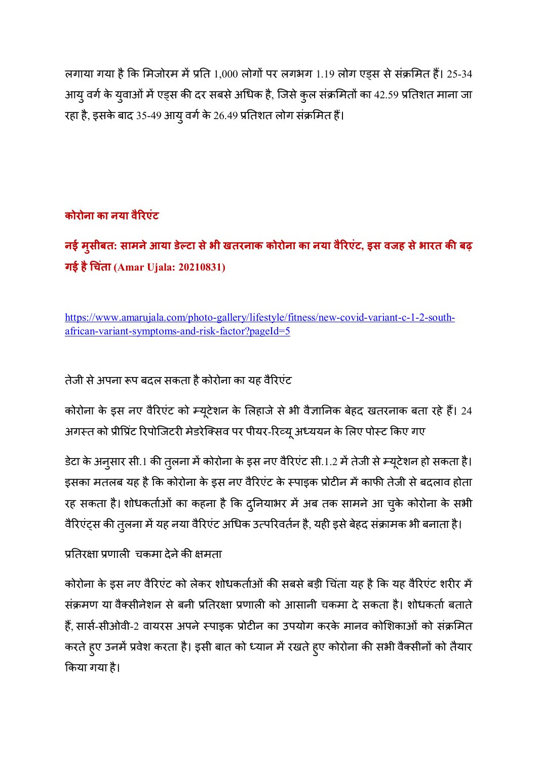लगाया गया है कि मिजोरम में प्रति 1,000 लोगों पर लगभग 1.19 लोग एड्स से संक्रमित हैं। 25-34 आयु वर्ग के युवाओं में एड्स की दर सबसे अधिक है, जिसे कुल संक्रमितों का 42.59 प्रतिशत माना जा रहा है, इसके बाद 35-49 आयु वर्ग के 26.49 प्रतिशत लोग संक्रमित हैं।

## कोरोना का नया वैरिएंट

### नई मुसीबत: सामने आया डेल्टा से भी खतरनाक कोरोना का नया वैरिएंट, इस वजह से भारत की बढ़ गई है चिंता (Amar Ujala: 20210831)

https://www.amarujala.com/photo-gallery/lifestyle/fitness/new-covid-variant-c-1-2-south-african-variant-symptoms-and-risk-factor?pageId=5

तेजी से अपना रूप बदल सकता है कोरोना का यह वैरिएंट

कोरोना के इस नए वैरिएंट को म्यूटेशन के लिहाजे से भी वैज्ञानिक बेहद खतरनाक बता रहे हैं। 24 अगस्त को प्रीप्रिंट रिपोजिटरी मेडरेक्सिव पर पीयर-रिव्यू अध्ययन के लिए पोस्ट किए गए

डेटा के अनुसार सी.1 की तुलना में कोरोना के इस नए वैरिएंट सी.1.2 में तेजी से म्यूटेशन हो सकता है। इसका मतलब यह है कि कोरोना के इस नए वैरिएंट के स्पाइक प्रोटीन में काफी तेजी से बदलाव होता रह सकता है। शोधकर्ताओं का कहना है कि दुनियाभर में अब तक सामने आ चुके कोरोना के सभी वैरिएंट्स की तुलना में यह नया वैरिएंट अधिक उत्परिवर्तन है, यही इसे बेहद संक्रामक भी बनाता है।

प्रतिरक्षा प्रणाली  चकमा देने की क्षमता

कोरोना के इस नए वैरिएंट को लेकर शोधकर्ताओं की सबसे बड़ी चिंता यह है कि यह वैरिएंट शरीर में संक्रमण या वैक्सीनेशन से बनी प्रतिरक्षा प्रणाली को आसानी चकमा दे सकता है। शोधकर्ता बताते हैं, सार्स-सीओवी-2 वायरस अपने स्पाइक प्रोटीन का उपयोग करके मानव कोशिकाओं को संक्रमित करते हुए उनमें प्रवेश करता है। इसी बात को ध्यान में रखते हुए कोरोना की सभी वैक्सीनों को तैयार किया गया है।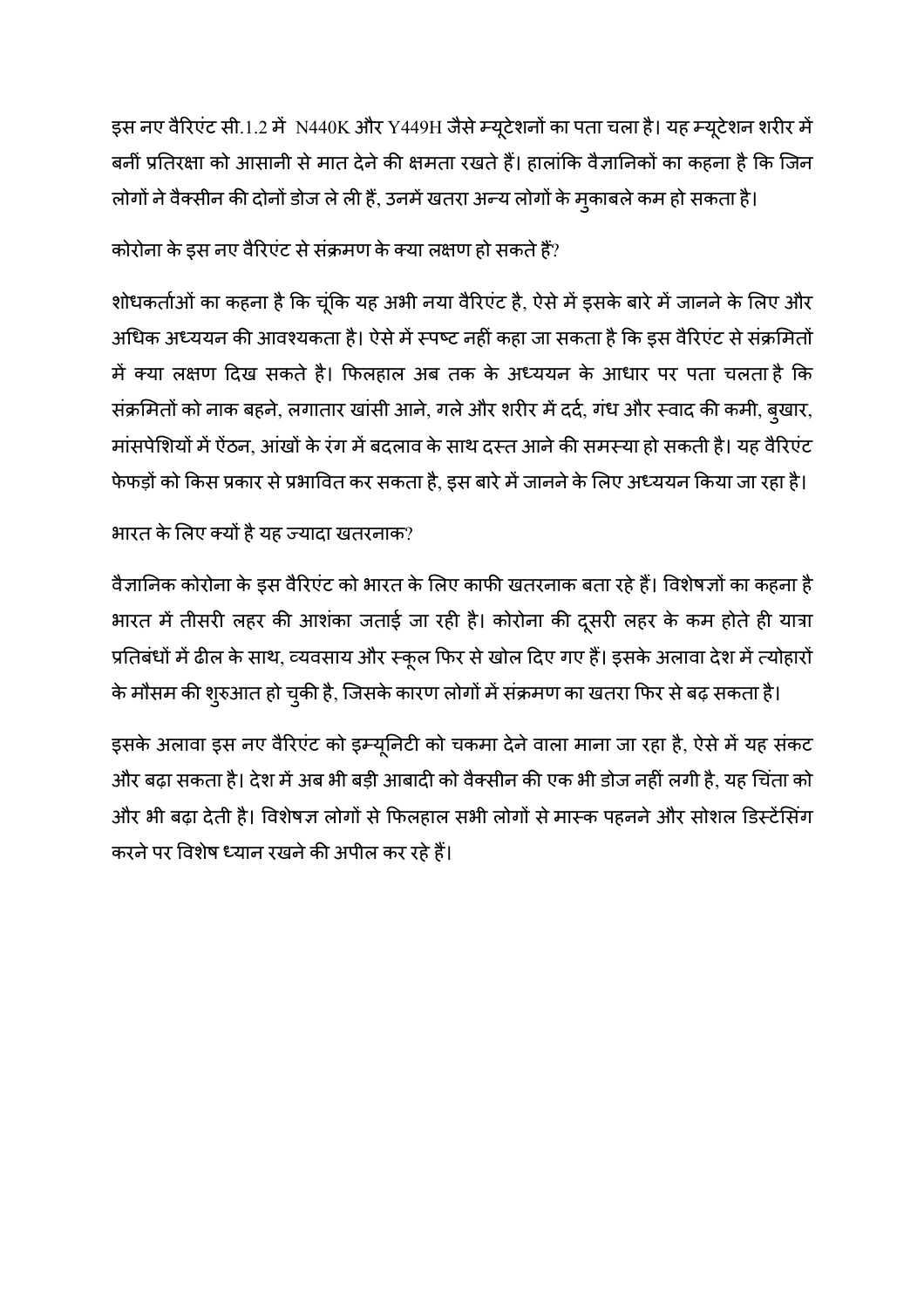इस नए वैरिएंट सी.1.2 में N440K और Y449H जैसे म्यूटेशनों का पता चला है। यह म्यूटेशन शरीर में बनीं प्रतिरक्षा को आसानी से मात देने की क्षमता रखते हैं। हालांकि वैज्ञानिकों का कहना है कि जिन लोगों ने वैक्सीन की दोनों डोज ले ली हैं, उनमें खतरा अन्य लोगों के मुकाबले कम हो सकता है।

कोरोना के इस नए वैरिएंट से संक्रमण के क्या लक्षण हो सकते हैं?

शोधकर्ताओं का कहना है कि चूंकि यह अभी नया वैरिएंट है, ऐसे में इसके बारे में जानने के लिए और अधिक अध्ययन की आवश्यकता है। ऐसे में स्पष्ट नहीं कहा जा सकता है कि इस वैरिएंट से संक्रमितों में क्या लक्षण दिख सकते है। फिलहाल अब तक के अध्ययन के आधार पर पता चलता है कि संक्रमितों को नाक बहने, लगातार खांसी आने, गले और शरीर में दर्द, गंध और स्वाद की कमी, बुखार, मांसपेशियों में ऐंठन, आंखों के रंग में बदलाव के साथ दस्त आने की समस्या हो सकती है। यह वैरिएंट फेफड़ों को किस प्रकार से प्रभावित कर सकता है, इस बारे में जानने के लिए अध्ययन किया जा रहा है।

भारत के लिए क्यों है यह ज्यादा खतरनाक?

वैज्ञानिक कोरोना के इस वैरिएंट को भारत के लिए काफी खतरनाक बता रहे हैं। विशेषज्ञों का कहना है भारत में तीसरी लहर की आशंका जताई जा रही है। कोरोना की दूसरी लहर के कम होते ही यात्रा प्रतिबंधों में ढील के साथ, व्यवसाय और स्कूल फिर से खोल दिए गए हैं। इसके अलावा देश में त्योहारों के मौसम की शुरुआत हो चुकी है, जिसके कारण लोगों में संक्रमण का खतरा फिर से बढ़ सकता है।

इसके अलावा इस नए वैरिएंट को इम्यूनिटी को चकमा देने वाला माना जा रहा है, ऐसे में यह संकट और बढ़ा सकता है। देश में अब भी बड़ी आबादी को वैक्सीन की एक भी डोज नहीं लगी है, यह चिंता को और भी बढ़ा देती है। विशेषज्ञ लोगों से फिलहाल सभी लोगों से मास्क पहनने और सोशल डिस्टेंसिंग करने पर विशेष ध्यान रखने की अपील कर रहे हैं।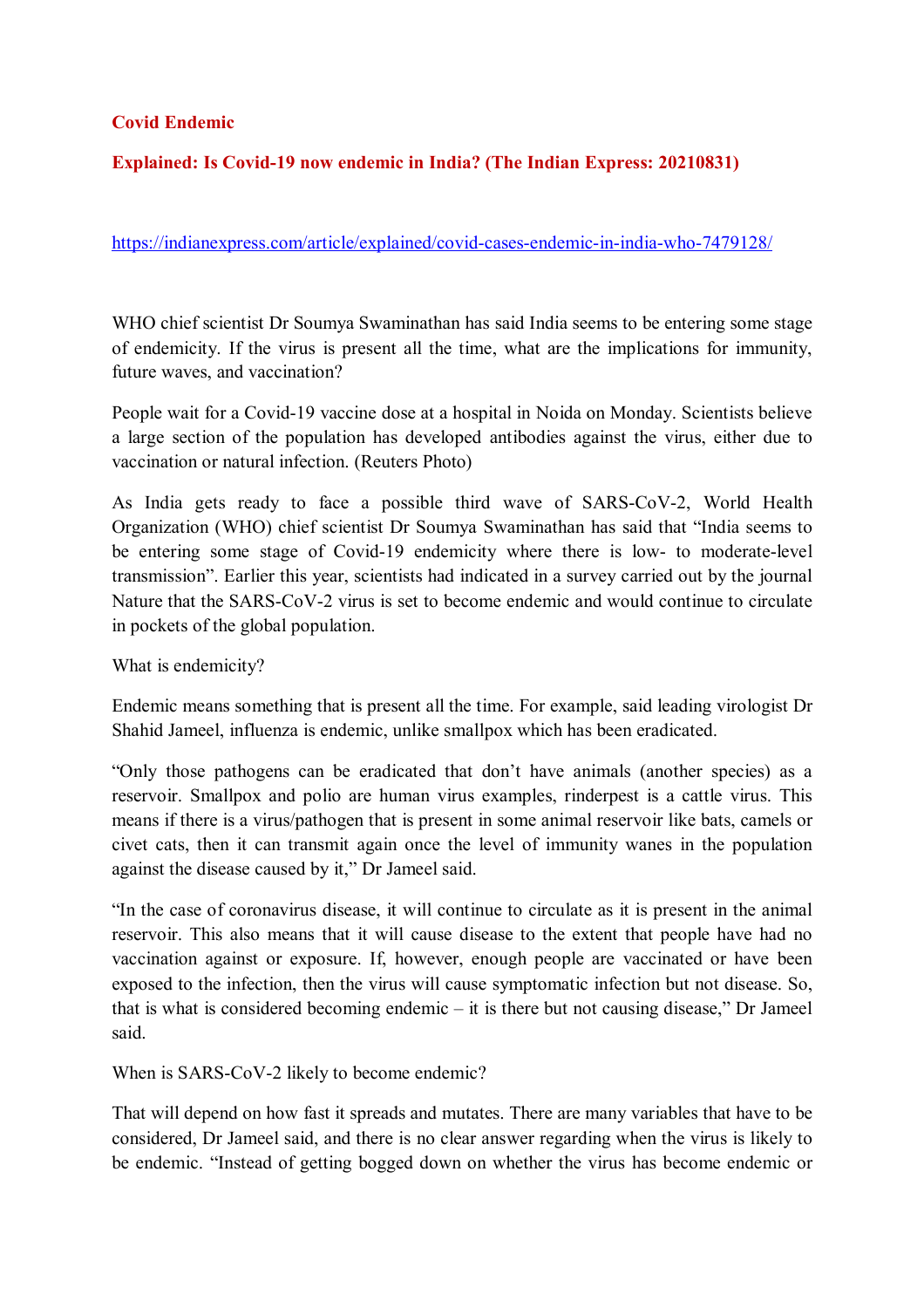**Covid Endemic**

**Explained: Is Covid-19 now endemic in India? (The Indian Express: 20210831)**

https://indianexpress.com/article/explained/covid-cases-endemic-in-india-who-7479128/

WHO chief scientist Dr Soumya Swaminathan has said India seems to be entering some stage of endemicity. If the virus is present all the time, what are the implications for immunity, future waves, and vaccination?

People wait for a Covid-19 vaccine dose at a hospital in Noida on Monday. Scientists believe a large section of the population has developed antibodies against the virus, either due to vaccination or natural infection. (Reuters Photo)

As India gets ready to face a possible third wave of SARS-CoV-2, World Health Organization (WHO) chief scientist Dr Soumya Swaminathan has said that "India seems to be entering some stage of Covid-19 endemicity where there is low- to moderate-level transmission". Earlier this year, scientists had indicated in a survey carried out by the journal Nature that the SARS-CoV-2 virus is set to become endemic and would continue to circulate in pockets of the global population.

What is endemicity?

Endemic means something that is present all the time. For example, said leading virologist Dr Shahid Jameel, influenza is endemic, unlike smallpox which has been eradicated.

"Only those pathogens can be eradicated that don't have animals (another species) as a reservoir. Smallpox and polio are human virus examples, rinderpest is a cattle virus. This means if there is a virus/pathogen that is present in some animal reservoir like bats, camels or civet cats, then it can transmit again once the level of immunity wanes in the population against the disease caused by it," Dr Jameel said.

"In the case of coronavirus disease, it will continue to circulate as it is present in the animal reservoir. This also means that it will cause disease to the extent that people have had no vaccination against or exposure. If, however, enough people are vaccinated or have been exposed to the infection, then the virus will cause symptomatic infection but not disease. So, that is what is considered becoming endemic – it is there but not causing disease," Dr Jameel said.

When is SARS-CoV-2 likely to become endemic?

That will depend on how fast it spreads and mutates. There are many variables that have to be considered, Dr Jameel said, and there is no clear answer regarding when the virus is likely to be endemic. "Instead of getting bogged down on whether the virus has become endemic or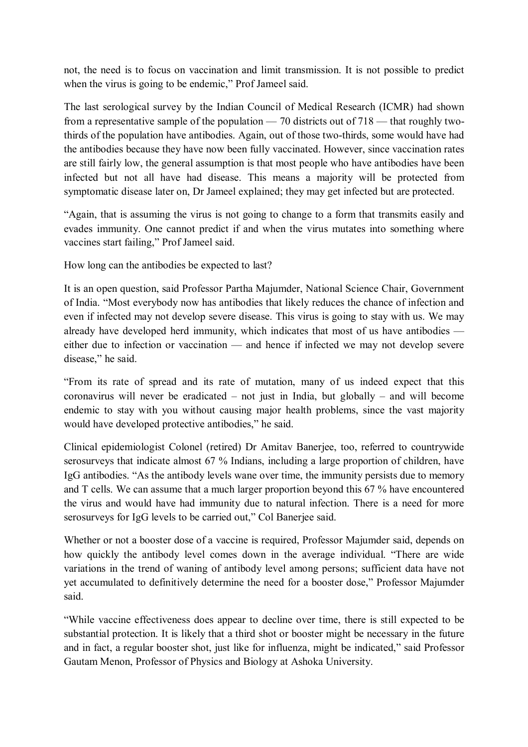not, the need is to focus on vaccination and limit transmission. It is not possible to predict when the virus is going to be endemic," Prof Jameel said.

The last serological survey by the Indian Council of Medical Research (ICMR) had shown from a representative sample of the population — 70 districts out of 718 — that roughly two-thirds of the population have antibodies. Again, out of those two-thirds, some would have had the antibodies because they have now been fully vaccinated. However, since vaccination rates are still fairly low, the general assumption is that most people who have antibodies have been infected but not all have had disease. This means a majority will be protected from symptomatic disease later on, Dr Jameel explained; they may get infected but are protected.

"Again, that is assuming the virus is not going to change to a form that transmits easily and evades immunity. One cannot predict if and when the virus mutates into something where vaccines start failing," Prof Jameel said.

How long can the antibodies be expected to last?

It is an open question, said Professor Partha Majumder, National Science Chair, Government of India. "Most everybody now has antibodies that likely reduces the chance of infection and even if infected may not develop severe disease. This virus is going to stay with us. We may already have developed herd immunity, which indicates that most of us have antibodies — either due to infection or vaccination — and hence if infected we may not develop severe disease," he said.

"From its rate of spread and its rate of mutation, many of us indeed expect that this coronavirus will never be eradicated – not just in India, but globally – and will become endemic to stay with you without causing major health problems, since the vast majority would have developed protective antibodies," he said.

Clinical epidemiologist Colonel (retired) Dr Amitav Banerjee, too, referred to countrywide serosurveys that indicate almost 67 % Indians, including a large proportion of children, have IgG antibodies. "As the antibody levels wane over time, the immunity persists due to memory and T cells. We can assume that a much larger proportion beyond this 67 % have encountered the virus and would have had immunity due to natural infection. There is a need for more serosurveys for IgG levels to be carried out," Col Banerjee said.

Whether or not a booster dose of a vaccine is required, Professor Majumder said, depends on how quickly the antibody level comes down in the average individual. "There are wide variations in the trend of waning of antibody level among persons; sufficient data have not yet accumulated to definitively determine the need for a booster dose," Professor Majumder said.

"While vaccine effectiveness does appear to decline over time, there is still expected to be substantial protection. It is likely that a third shot or booster might be necessary in the future and in fact, a regular booster shot, just like for influenza, might be indicated," said Professor Gautam Menon, Professor of Physics and Biology at Ashoka University.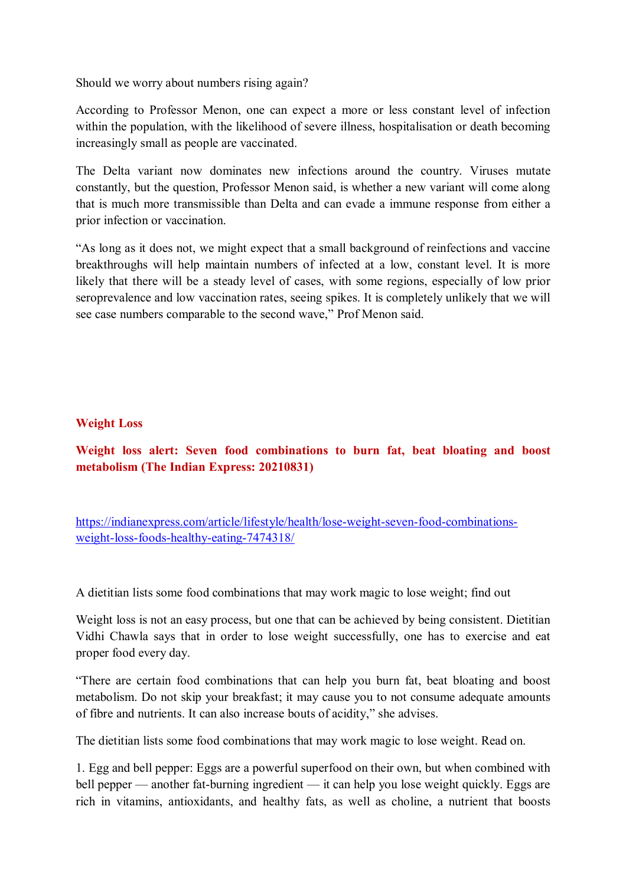Should we worry about numbers rising again?

According to Professor Menon, one can expect a more or less constant level of infection within the population, with the likelihood of severe illness, hospitalisation or death becoming increasingly small as people are vaccinated.

The Delta variant now dominates new infections around the country. Viruses mutate constantly, but the question, Professor Menon said, is whether a new variant will come along that is much more transmissible than Delta and can evade a immune response from either a prior infection or vaccination.

"As long as it does not, we might expect that a small background of reinfections and vaccine breakthroughs will help maintain numbers of infected at a low, constant level. It is more likely that there will be a steady level of cases, with some regions, especially of low prior seroprevalence and low vaccination rates, seeing spikes. It is completely unlikely that we will see case numbers comparable to the second wave," Prof Menon said.

## Weight Loss

### Weight loss alert: Seven food combinations to burn fat, beat bloating and boost metabolism (The Indian Express: 20210831)

[https://indianexpress.com/article/lifestyle/health/lose-weight-seven-food-combinations-weight-loss-foods-healthy-eating-7474318/](https://indianexpress.com/article/lifestyle/health/lose-weight-seven-food-combinations-weight-loss-foods-healthy-eating-7474318/)

A dietitian lists some food combinations that may work magic to lose weight; find out

Weight loss is not an easy process, but one that can be achieved by being consistent. Dietitian Vidhi Chawla says that in order to lose weight successfully, one has to exercise and eat proper food every day.

"There are certain food combinations that can help you burn fat, beat bloating and boost metabolism. Do not skip your breakfast; it may cause you to not consume adequate amounts of fibre and nutrients. It can also increase bouts of acidity," she advises.

The dietitian lists some food combinations that may work magic to lose weight. Read on.

1. Egg and bell pepper: Eggs are a powerful superfood on their own, but when combined with bell pepper — another fat-burning ingredient — it can help you lose weight quickly. Eggs are rich in vitamins, antioxidants, and healthy fats, as well as choline, a nutrient that boosts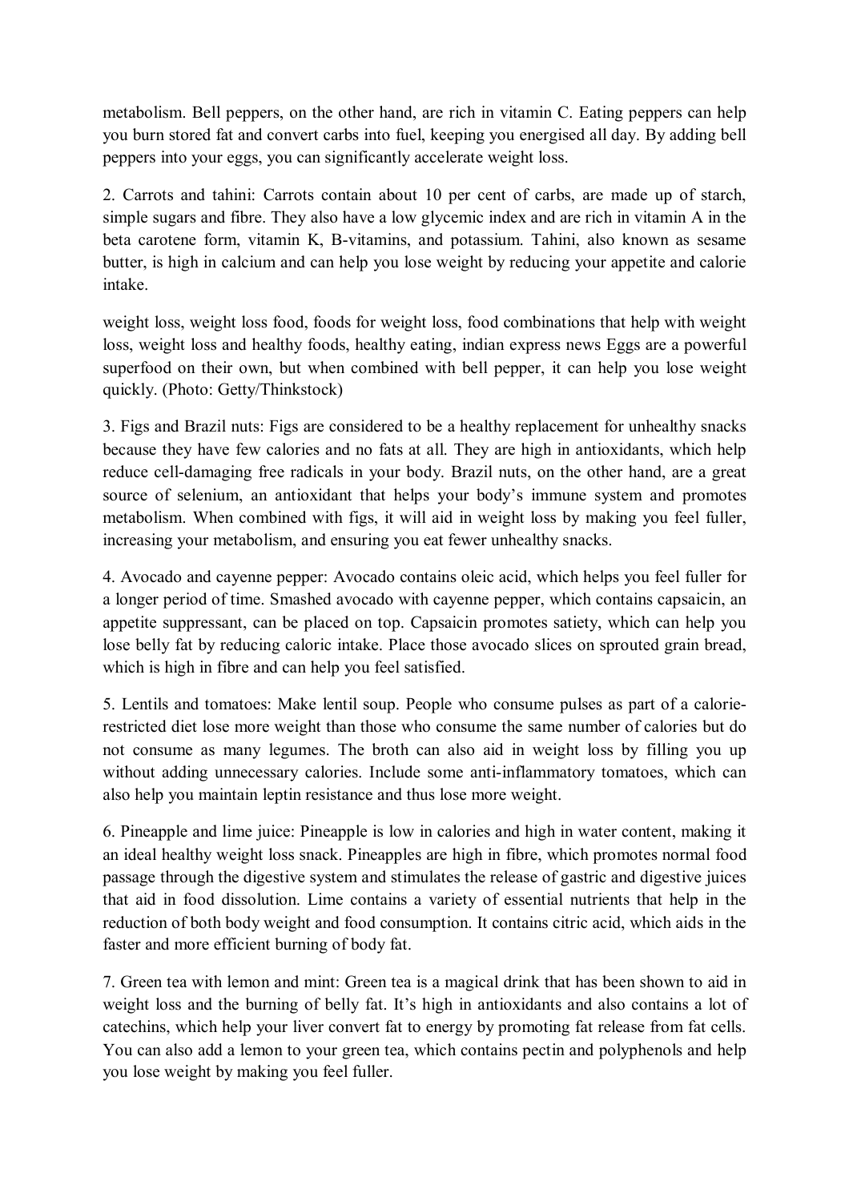metabolism. Bell peppers, on the other hand, are rich in vitamin C. Eating peppers can help you burn stored fat and convert carbs into fuel, keeping you energised all day. By adding bell peppers into your eggs, you can significantly accelerate weight loss.

2. Carrots and tahini: Carrots contain about 10 per cent of carbs, are made up of starch, simple sugars and fibre. They also have a low glycemic index and are rich in vitamin A in the beta carotene form, vitamin K, B-vitamins, and potassium. Tahini, also known as sesame butter, is high in calcium and can help you lose weight by reducing your appetite and calorie intake.

weight loss, weight loss food, foods for weight loss, food combinations that help with weight loss, weight loss and healthy foods, healthy eating, indian express news Eggs are a powerful superfood on their own, but when combined with bell pepper, it can help you lose weight quickly. (Photo: Getty/Thinkstock)

3. Figs and Brazil nuts: Figs are considered to be a healthy replacement for unhealthy snacks because they have few calories and no fats at all. They are high in antioxidants, which help reduce cell-damaging free radicals in your body. Brazil nuts, on the other hand, are a great source of selenium, an antioxidant that helps your body's immune system and promotes metabolism. When combined with figs, it will aid in weight loss by making you feel fuller, increasing your metabolism, and ensuring you eat fewer unhealthy snacks.

4. Avocado and cayenne pepper: Avocado contains oleic acid, which helps you feel fuller for a longer period of time. Smashed avocado with cayenne pepper, which contains capsaicin, an appetite suppressant, can be placed on top. Capsaicin promotes satiety, which can help you lose belly fat by reducing caloric intake. Place those avocado slices on sprouted grain bread, which is high in fibre and can help you feel satisfied.

5. Lentils and tomatoes: Make lentil soup. People who consume pulses as part of a calorie-restricted diet lose more weight than those who consume the same number of calories but do not consume as many legumes. The broth can also aid in weight loss by filling you up without adding unnecessary calories. Include some anti-inflammatory tomatoes, which can also help you maintain leptin resistance and thus lose more weight.

6. Pineapple and lime juice: Pineapple is low in calories and high in water content, making it an ideal healthy weight loss snack. Pineapples are high in fibre, which promotes normal food passage through the digestive system and stimulates the release of gastric and digestive juices that aid in food dissolution. Lime contains a variety of essential nutrients that help in the reduction of both body weight and food consumption. It contains citric acid, which aids in the faster and more efficient burning of body fat.

7. Green tea with lemon and mint: Green tea is a magical drink that has been shown to aid in weight loss and the burning of belly fat. It's high in antioxidants and also contains a lot of catechins, which help your liver convert fat to energy by promoting fat release from fat cells. You can also add a lemon to your green tea, which contains pectin and polyphenols and help you lose weight by making you feel fuller.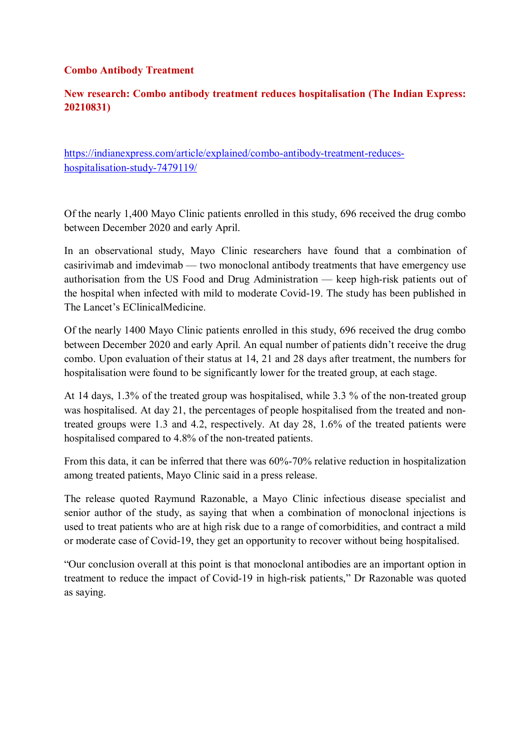## Combo Antibody Treatment

### New research: Combo antibody treatment reduces hospitalisation (The Indian Express: 20210831)

https://indianexpress.com/article/explained/combo-antibody-treatment-reduces-hospitalisation-study-7479119/

Of the nearly 1,400 Mayo Clinic patients enrolled in this study, 696 received the drug combo between December 2020 and early April.

In an observational study, Mayo Clinic researchers have found that a combination of casirivimab and imdevimab — two monoclonal antibody treatments that have emergency use authorisation from the US Food and Drug Administration — keep high-risk patients out of the hospital when infected with mild to moderate Covid-19. The study has been published in The Lancet's EClinicalMedicine.

Of the nearly 1400 Mayo Clinic patients enrolled in this study, 696 received the drug combo between December 2020 and early April. An equal number of patients didn't receive the drug combo. Upon evaluation of their status at 14, 21 and 28 days after treatment, the numbers for hospitalisation were found to be significantly lower for the treated group, at each stage.

At 14 days, 1.3% of the treated group was hospitalised, while 3.3 % of the non-treated group was hospitalised. At day 21, the percentages of people hospitalised from the treated and non-treated groups were 1.3 and 4.2, respectively. At day 28, 1.6% of the treated patients were hospitalised compared to 4.8% of the non-treated patients.

From this data, it can be inferred that there was 60%-70% relative reduction in hospitalization among treated patients, Mayo Clinic said in a press release.

The release quoted Raymund Razonable, a Mayo Clinic infectious disease specialist and senior author of the study, as saying that when a combination of monoclonal injections is used to treat patients who are at high risk due to a range of comorbidities, and contract a mild or moderate case of Covid-19, they get an opportunity to recover without being hospitalised.

"Our conclusion overall at this point is that monoclonal antibodies are an important option in treatment to reduce the impact of Covid-19 in high-risk patients," Dr Razonable was quoted as saying.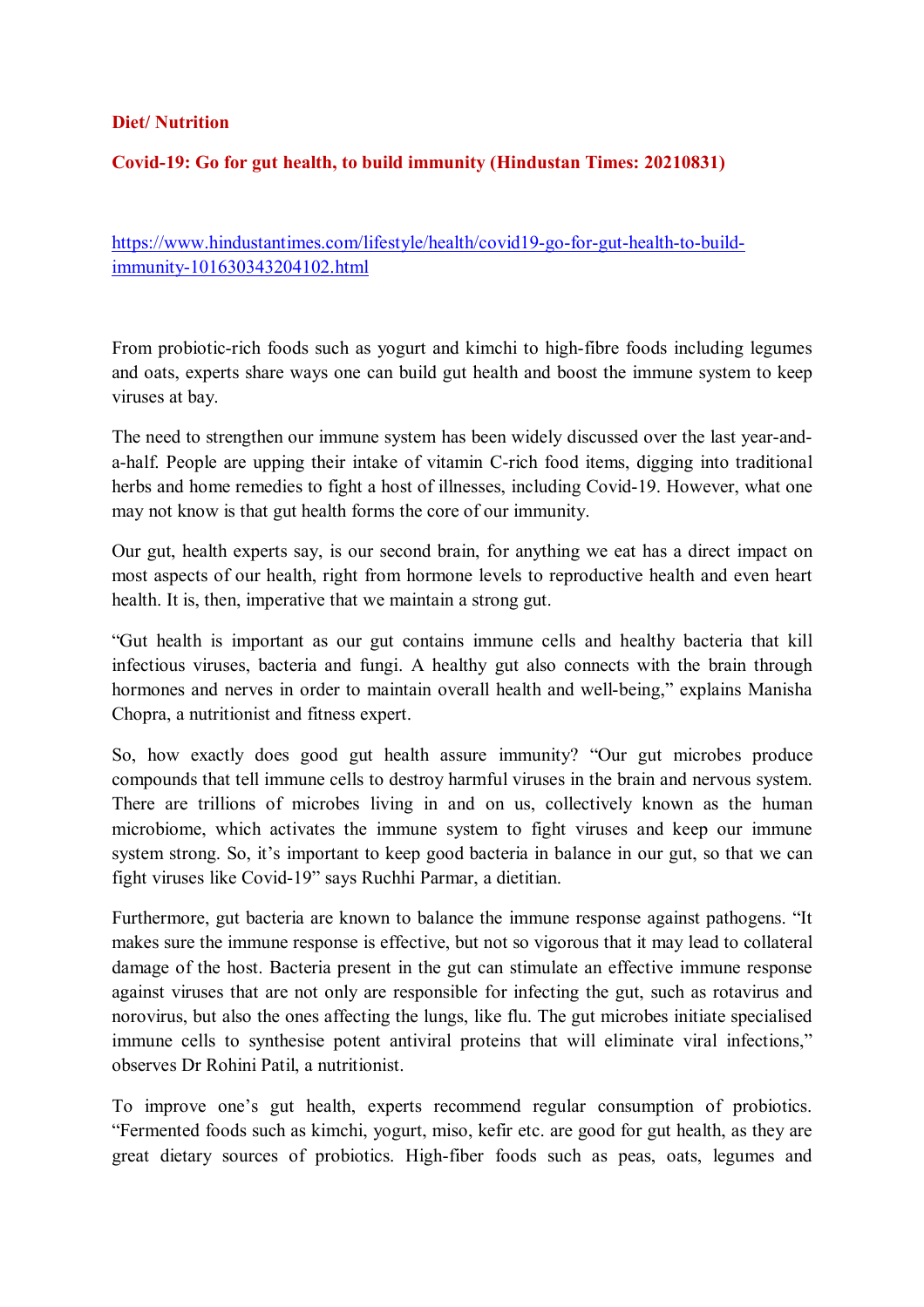**Diet/ Nutrition**

**Covid-19: Go for gut health, to build immunity (Hindustan Times: 20210831)**

https://www.hindustantimes.com/lifestyle/health/covid19-go-for-gut-health-to-build-immunity-101630343204102.html

From probiotic-rich foods such as yogurt and kimchi to high-fibre foods including legumes and oats, experts share ways one can build gut health and boost the immune system to keep viruses at bay.

The need to strengthen our immune system has been widely discussed over the last year-and-a-half. People are upping their intake of vitamin C-rich food items, digging into traditional herbs and home remedies to fight a host of illnesses, including Covid-19. However, what one may not know is that gut health forms the core of our immunity.

Our gut, health experts say, is our second brain, for anything we eat has a direct impact on most aspects of our health, right from hormone levels to reproductive health and even heart health. It is, then, imperative that we maintain a strong gut.

"Gut health is important as our gut contains immune cells and healthy bacteria that kill infectious viruses, bacteria and fungi. A healthy gut also connects with the brain through hormones and nerves in order to maintain overall health and well-being," explains Manisha Chopra, a nutritionist and fitness expert.

So, how exactly does good gut health assure immunity? "Our gut microbes produce compounds that tell immune cells to destroy harmful viruses in the brain and nervous system. There are trillions of microbes living in and on us, collectively known as the human microbiome, which activates the immune system to fight viruses and keep our immune system strong. So, it's important to keep good bacteria in balance in our gut, so that we can fight viruses like Covid-19" says Ruchhi Parmar, a dietitian.

Furthermore, gut bacteria are known to balance the immune response against pathogens. "It makes sure the immune response is effective, but not so vigorous that it may lead to collateral damage of the host. Bacteria present in the gut can stimulate an effective immune response against viruses that are not only are responsible for infecting the gut, such as rotavirus and norovirus, but also the ones affecting the lungs, like flu. The gut microbes initiate specialised immune cells to synthesise potent antiviral proteins that will eliminate viral infections," observes Dr Rohini Patil, a nutritionist.

To improve one's gut health, experts recommend regular consumption of probiotics. "Fermented foods such as kimchi, yogurt, miso, kefir etc. are good for gut health, as they are great dietary sources of probiotics. High-fiber foods such as peas, oats, legumes and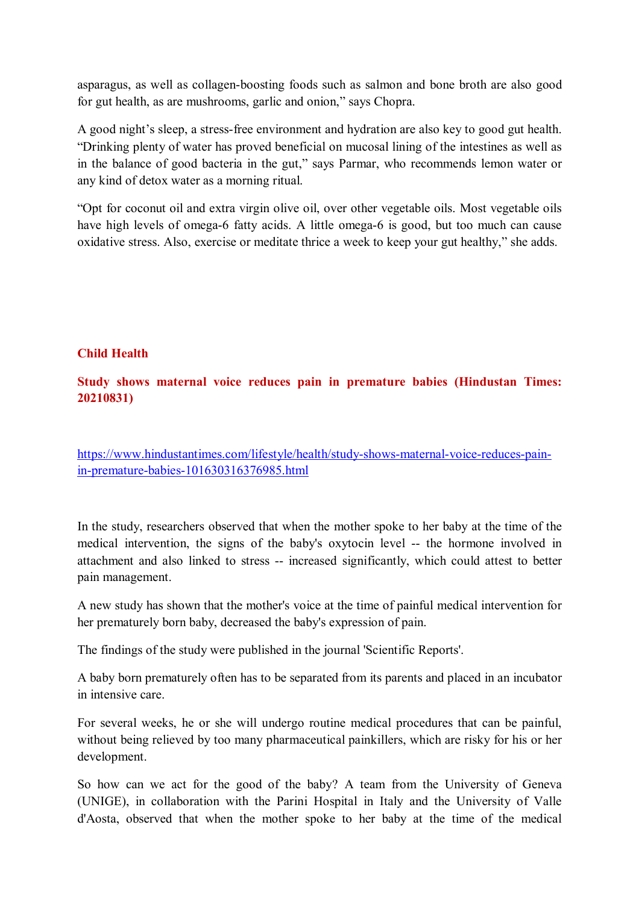asparagus, as well as collagen-boosting foods such as salmon and bone broth are also good for gut health, as are mushrooms, garlic and onion," says Chopra.

A good night's sleep, a stress-free environment and hydration are also key to good gut health. "Drinking plenty of water has proved beneficial on mucosal lining of the intestines as well as in the balance of good bacteria in the gut," says Parmar, who recommends lemon water or any kind of detox water as a morning ritual.

"Opt for coconut oil and extra virgin olive oil, over other vegetable oils. Most vegetable oils have high levels of omega-6 fatty acids. A little omega-6 is good, but too much can cause oxidative stress. Also, exercise or meditate thrice a week to keep your gut healthy," she adds.

## Child Health

### Study shows maternal voice reduces pain in premature babies (Hindustan Times: 20210831)

https://www.hindustantimes.com/lifestyle/health/study-shows-maternal-voice-reduces-pain-in-premature-babies-101630316376985.html

In the study, researchers observed that when the mother spoke to her baby at the time of the medical intervention, the signs of the baby's oxytocin level -- the hormone involved in attachment and also linked to stress -- increased significantly, which could attest to better pain management.

A new study has shown that the mother's voice at the time of painful medical intervention for her prematurely born baby, decreased the baby's expression of pain.

The findings of the study were published in the journal 'Scientific Reports'.

A baby born prematurely often has to be separated from its parents and placed in an incubator in intensive care.

For several weeks, he or she will undergo routine medical procedures that can be painful, without being relieved by too many pharmaceutical painkillers, which are risky for his or her development.

So how can we act for the good of the baby? A team from the University of Geneva (UNIGE), in collaboration with the Parini Hospital in Italy and the University of Valle d'Aosta, observed that when the mother spoke to her baby at the time of the medical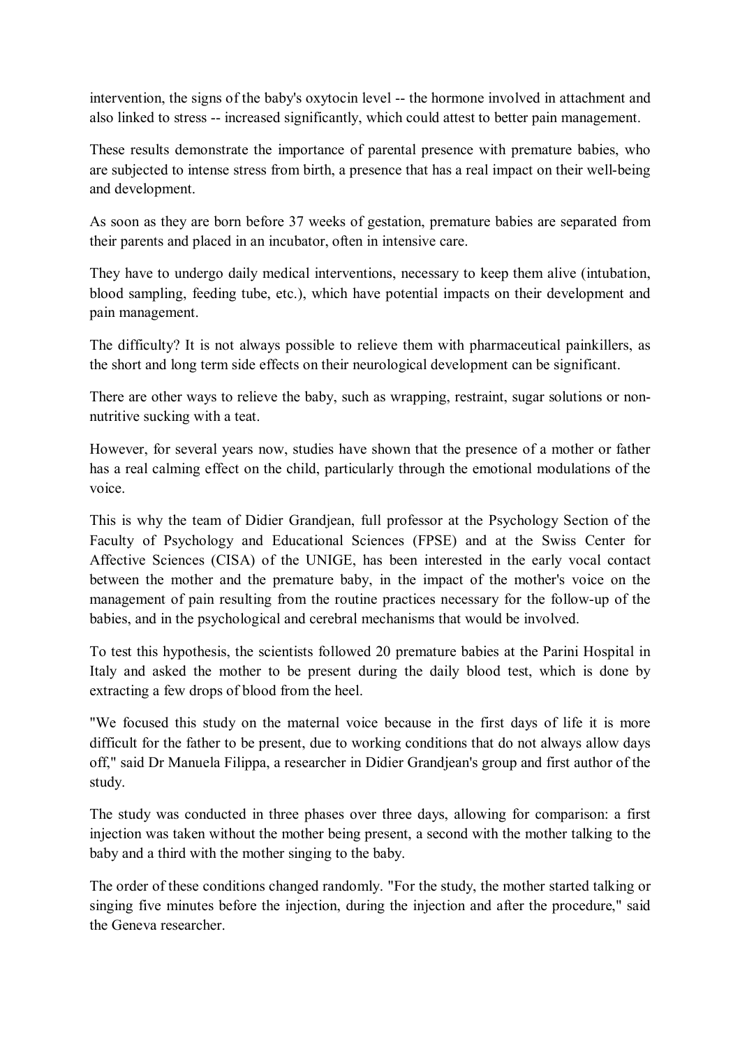intervention, the signs of the baby's oxytocin level -- the hormone involved in attachment and also linked to stress -- increased significantly, which could attest to better pain management.

These results demonstrate the importance of parental presence with premature babies, who are subjected to intense stress from birth, a presence that has a real impact on their well-being and development.

As soon as they are born before 37 weeks of gestation, premature babies are separated from their parents and placed in an incubator, often in intensive care.

They have to undergo daily medical interventions, necessary to keep them alive (intubation, blood sampling, feeding tube, etc.), which have potential impacts on their development and pain management.

The difficulty? It is not always possible to relieve them with pharmaceutical painkillers, as the short and long term side effects on their neurological development can be significant.

There are other ways to relieve the baby, such as wrapping, restraint, sugar solutions or non-nutritive sucking with a teat.

However, for several years now, studies have shown that the presence of a mother or father has a real calming effect on the child, particularly through the emotional modulations of the voice.

This is why the team of Didier Grandjean, full professor at the Psychology Section of the Faculty of Psychology and Educational Sciences (FPSE) and at the Swiss Center for Affective Sciences (CISA) of the UNIGE, has been interested in the early vocal contact between the mother and the premature baby, in the impact of the mother's voice on the management of pain resulting from the routine practices necessary for the follow-up of the babies, and in the psychological and cerebral mechanisms that would be involved.

To test this hypothesis, the scientists followed 20 premature babies at the Parini Hospital in Italy and asked the mother to be present during the daily blood test, which is done by extracting a few drops of blood from the heel.

"We focused this study on the maternal voice because in the first days of life it is more difficult for the father to be present, due to working conditions that do not always allow days off," said Dr Manuela Filippa, a researcher in Didier Grandjean's group and first author of the study.

The study was conducted in three phases over three days, allowing for comparison: a first injection was taken without the mother being present, a second with the mother talking to the baby and a third with the mother singing to the baby.

The order of these conditions changed randomly. "For the study, the mother started talking or singing five minutes before the injection, during the injection and after the procedure," said the Geneva researcher.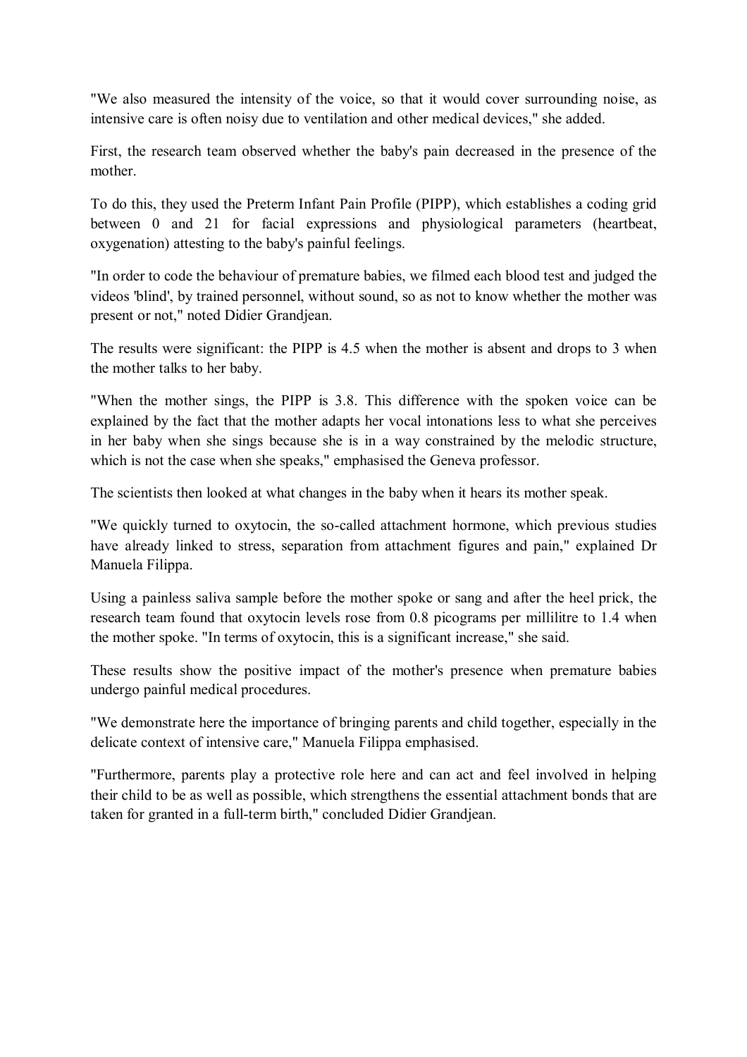"We also measured the intensity of the voice, so that it would cover surrounding noise, as intensive care is often noisy due to ventilation and other medical devices," she added.

First, the research team observed whether the baby's pain decreased in the presence of the mother.

To do this, they used the Preterm Infant Pain Profile (PIPP), which establishes a coding grid between 0 and 21 for facial expressions and physiological parameters (heartbeat, oxygenation) attesting to the baby's painful feelings.

"In order to code the behaviour of premature babies, we filmed each blood test and judged the videos 'blind', by trained personnel, without sound, so as not to know whether the mother was present or not," noted Didier Grandjean.

The results were significant: the PIPP is 4.5 when the mother is absent and drops to 3 when the mother talks to her baby.

"When the mother sings, the PIPP is 3.8. This difference with the spoken voice can be explained by the fact that the mother adapts her vocal intonations less to what she perceives in her baby when she sings because she is in a way constrained by the melodic structure, which is not the case when she speaks," emphasised the Geneva professor.

The scientists then looked at what changes in the baby when it hears its mother speak.

"We quickly turned to oxytocin, the so-called attachment hormone, which previous studies have already linked to stress, separation from attachment figures and pain," explained Dr Manuela Filippa.

Using a painless saliva sample before the mother spoke or sang and after the heel prick, the research team found that oxytocin levels rose from 0.8 picograms per millilitre to 1.4 when the mother spoke. "In terms of oxytocin, this is a significant increase," she said.

These results show the positive impact of the mother's presence when premature babies undergo painful medical procedures.

"We demonstrate here the importance of bringing parents and child together, especially in the delicate context of intensive care," Manuela Filippa emphasised.

"Furthermore, parents play a protective role here and can act and feel involved in helping their child to be as well as possible, which strengthens the essential attachment bonds that are taken for granted in a full-term birth," concluded Didier Grandjean.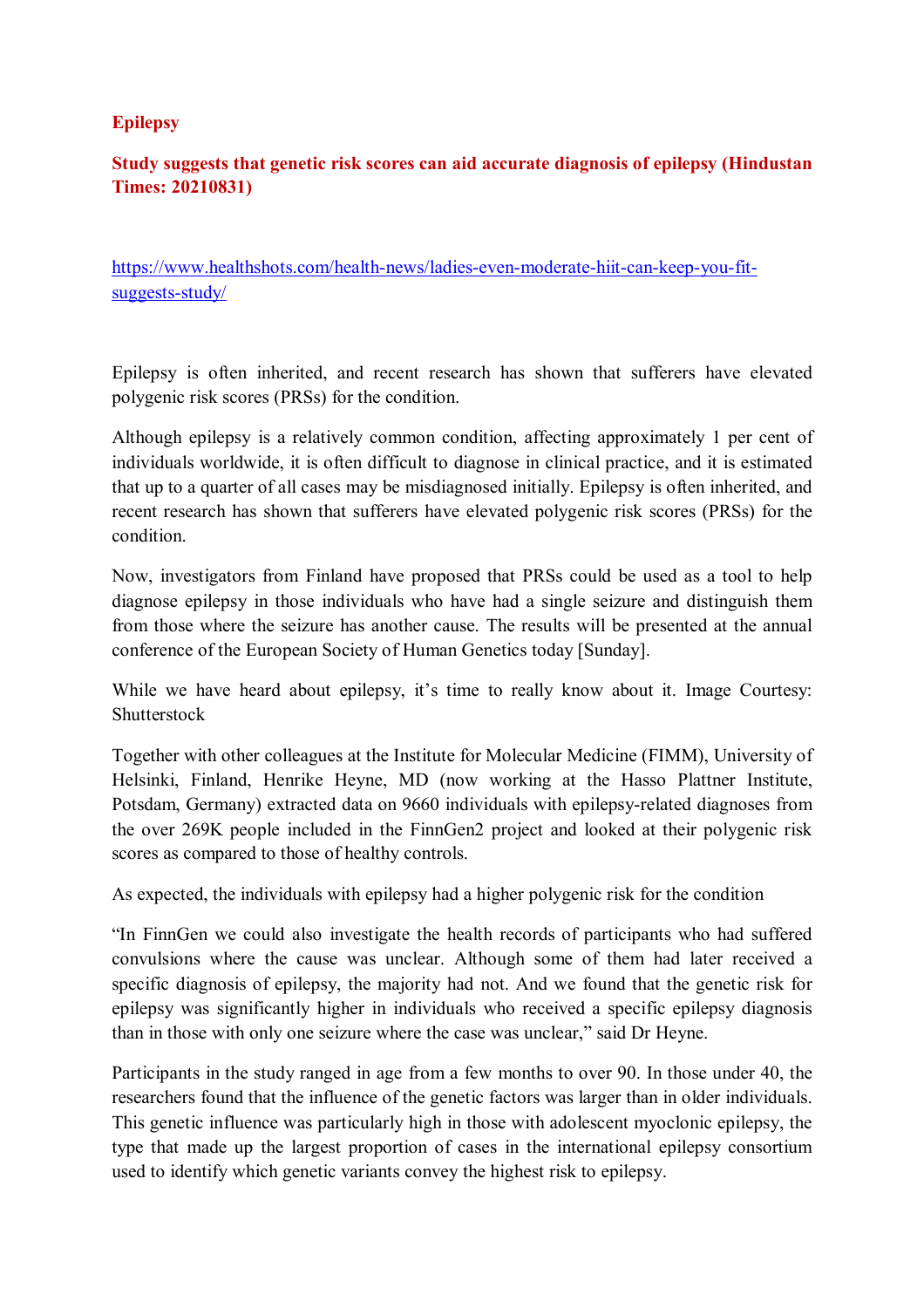**Epilepsy**

**Study suggests that genetic risk scores can aid accurate diagnosis of epilepsy (Hindustan Times: 20210831)**

https://www.healthshots.com/health-news/ladies-even-moderate-hiit-can-keep-you-fit-suggests-study/

Epilepsy is often inherited, and recent research has shown that sufferers have elevated polygenic risk scores (PRSs) for the condition.

Although epilepsy is a relatively common condition, affecting approximately 1 per cent of individuals worldwide, it is often difficult to diagnose in clinical practice, and it is estimated that up to a quarter of all cases may be misdiagnosed initially. Epilepsy is often inherited, and recent research has shown that sufferers have elevated polygenic risk scores (PRSs) for the condition.

Now, investigators from Finland have proposed that PRSs could be used as a tool to help diagnose epilepsy in those individuals who have had a single seizure and distinguish them from those where the seizure has another cause. The results will be presented at the annual conference of the European Society of Human Genetics today [Sunday].

While we have heard about epilepsy, it's time to really know about it. Image Courtesy: Shutterstock

Together with other colleagues at the Institute for Molecular Medicine (FIMM), University of Helsinki, Finland, Henrike Heyne, MD (now working at the Hasso Plattner Institute, Potsdam, Germany) extracted data on 9660 individuals with epilepsy-related diagnoses from the over 269K people included in the FinnGen2 project and looked at their polygenic risk scores as compared to those of healthy controls.

As expected, the individuals with epilepsy had a higher polygenic risk for the condition

"In FinnGen we could also investigate the health records of participants who had suffered convulsions where the cause was unclear. Although some of them had later received a specific diagnosis of epilepsy, the majority had not. And we found that the genetic risk for epilepsy was significantly higher in individuals who received a specific epilepsy diagnosis than in those with only one seizure where the case was unclear," said Dr Heyne.

Participants in the study ranged in age from a few months to over 90. In those under 40, the researchers found that the influence of the genetic factors was larger than in older individuals. This genetic influence was particularly high in those with adolescent myoclonic epilepsy, the type that made up the largest proportion of cases in the international epilepsy consortium used to identify which genetic variants convey the highest risk to epilepsy.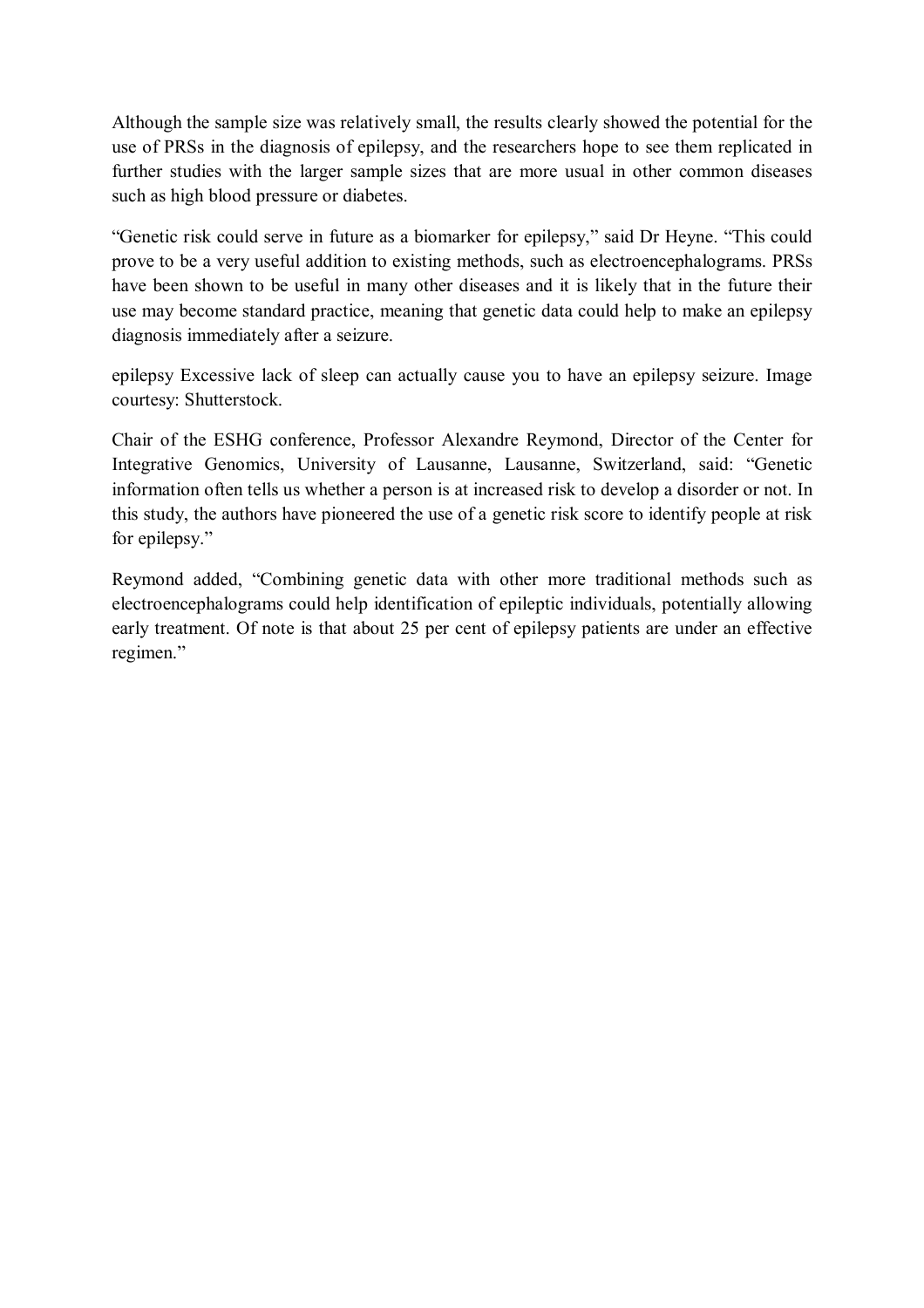Although the sample size was relatively small, the results clearly showed the potential for the use of PRSs in the diagnosis of epilepsy, and the researchers hope to see them replicated in further studies with the larger sample sizes that are more usual in other common diseases such as high blood pressure or diabetes.

"Genetic risk could serve in future as a biomarker for epilepsy," said Dr Heyne. "This could prove to be a very useful addition to existing methods, such as electroencephalograms. PRSs have been shown to be useful in many other diseases and it is likely that in the future their use may become standard practice, meaning that genetic data could help to make an epilepsy diagnosis immediately after a seizure.

epilepsy Excessive lack of sleep can actually cause you to have an epilepsy seizure. Image courtesy: Shutterstock.

Chair of the ESHG conference, Professor Alexandre Reymond, Director of the Center for Integrative Genomics, University of Lausanne, Lausanne, Switzerland, said: "Genetic information often tells us whether a person is at increased risk to develop a disorder or not. In this study, the authors have pioneered the use of a genetic risk score to identify people at risk for epilepsy."

Reymond added, "Combining genetic data with other more traditional methods such as electroencephalograms could help identification of epileptic individuals, potentially allowing early treatment. Of note is that about 25 per cent of epilepsy patients are under an effective regimen."